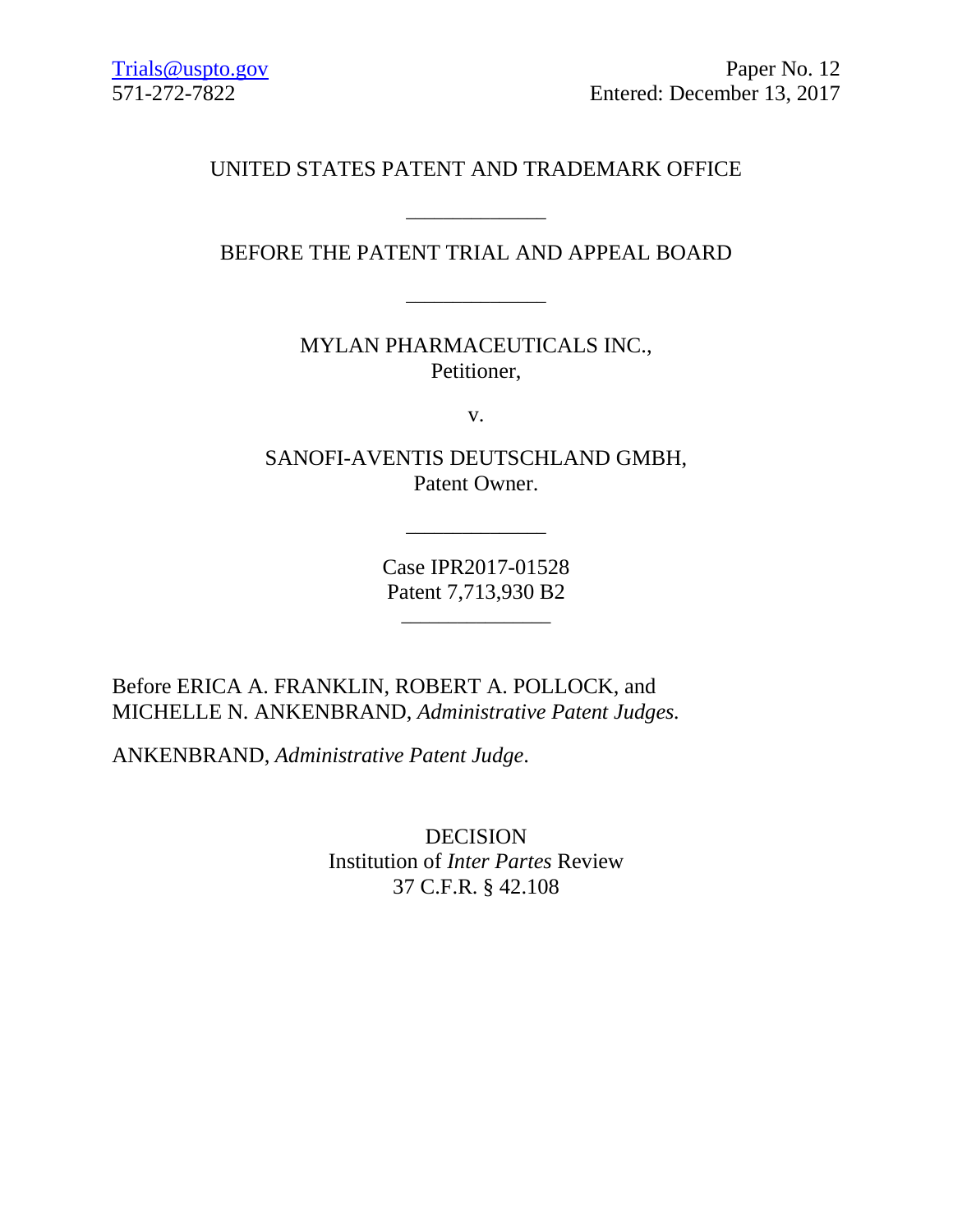Trials@uspto.gov Paper No. 12
571-272-7822 Entered: December 13, 2017

UNITED STATES PATENT AND TRADEMARK OFFICE

\_\_\_\_\_\_\_\_\_\_\_\_

BEFORE THE PATENT TRIAL AND APPEAL BOARD

\_\_\_\_\_\_\_\_\_\_\_\_

MYLAN PHARMACEUTICALS INC.,
Petitioner,

v.

SANOFI-AVENTIS DEUTSCHLAND GMBH,
Patent Owner.

\_\_\_\_\_\_\_\_\_\_\_\_

Case IPR2017-01528
Patent 7,713,930 B2

\_\_\_\_\_\_\_\_\_\_\_\_

Before ERICA A. FRANKLIN, ROBERT A. POLLOCK, and MICHELLE N. ANKENBRAND, *Administrative Patent Judges.*

ANKENBRAND, *Administrative Patent Judge*.

DECISION
Institution of *Inter Partes* Review
37 C.F.R. § 42.108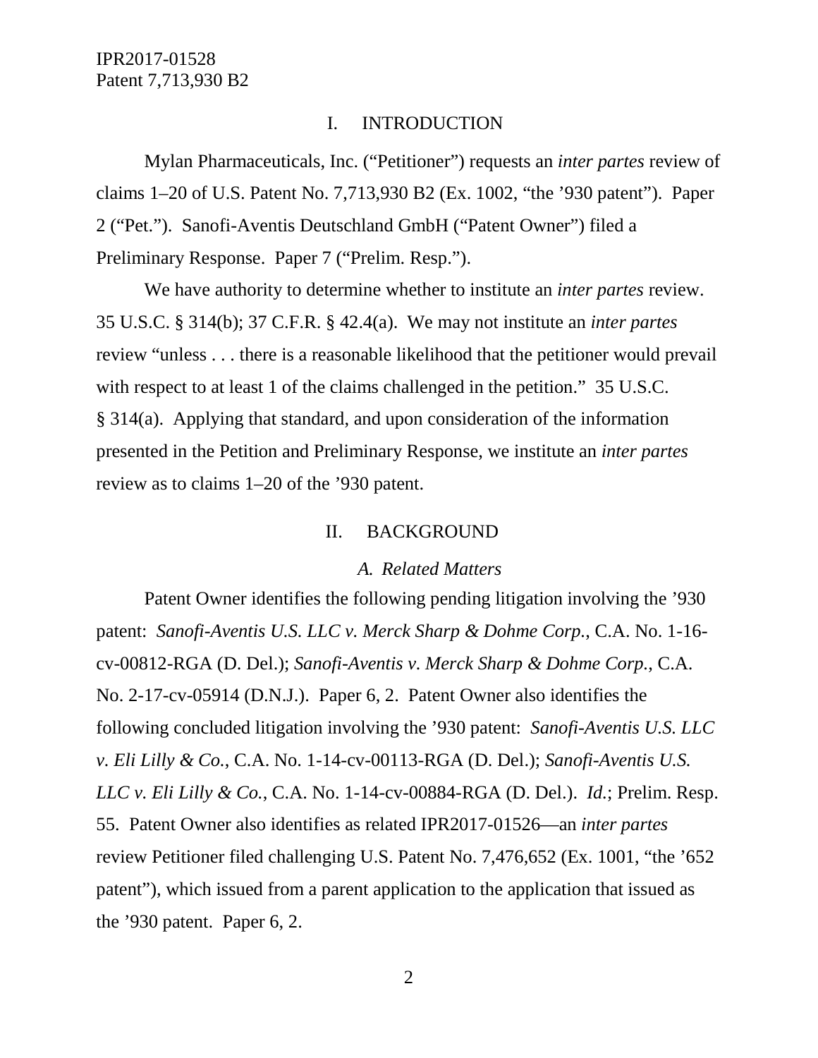## I. INTRODUCTION

Mylan Pharmaceuticals, Inc. ("Petitioner") requests an *inter partes* review of claims 1–20 of U.S. Patent No. 7,713,930 B2 (Ex. 1002, "the '930 patent"). Paper 2 ("Pet."). Sanofi-Aventis Deutschland GmbH ("Patent Owner") filed a Preliminary Response. Paper 7 ("Prelim. Resp.").

We have authority to determine whether to institute an *inter partes* review. 35 U.S.C. § 314(b); 37 C.F.R. § 42.4(a). We may not institute an *inter partes* review "unless . . . there is a reasonable likelihood that the petitioner would prevail with respect to at least 1 of the claims challenged in the petition." 35 U.S.C. § 314(a). Applying that standard, and upon consideration of the information presented in the Petition and Preliminary Response, we institute an *inter partes* review as to claims 1–20 of the '930 patent.

## II. BACKGROUND

### *A. Related Matters*

Patent Owner identifies the following pending litigation involving the '930 patent: *Sanofi-Aventis U.S. LLC v. Merck Sharp & Dohme Corp.*, C.A. No. 1-16-cv-00812-RGA (D. Del.); *Sanofi-Aventis v. Merck Sharp & Dohme Corp.*, C.A. No. 2-17-cv-05914 (D.N.J.). Paper 6, 2. Patent Owner also identifies the following concluded litigation involving the '930 patent: *Sanofi-Aventis U.S. LLC v. Eli Lilly & Co.*, C.A. No. 1-14-cv-00113-RGA (D. Del.); *Sanofi-Aventis U.S. LLC v. Eli Lilly & Co.*, C.A. No. 1-14-cv-00884-RGA (D. Del.). *Id.*; Prelim. Resp. 55. Patent Owner also identifies as related IPR2017-01526—an *inter partes* review Petitioner filed challenging U.S. Patent No. 7,476,652 (Ex. 1001, "the '652 patent"), which issued from a parent application to the application that issued as the '930 patent. Paper 6, 2.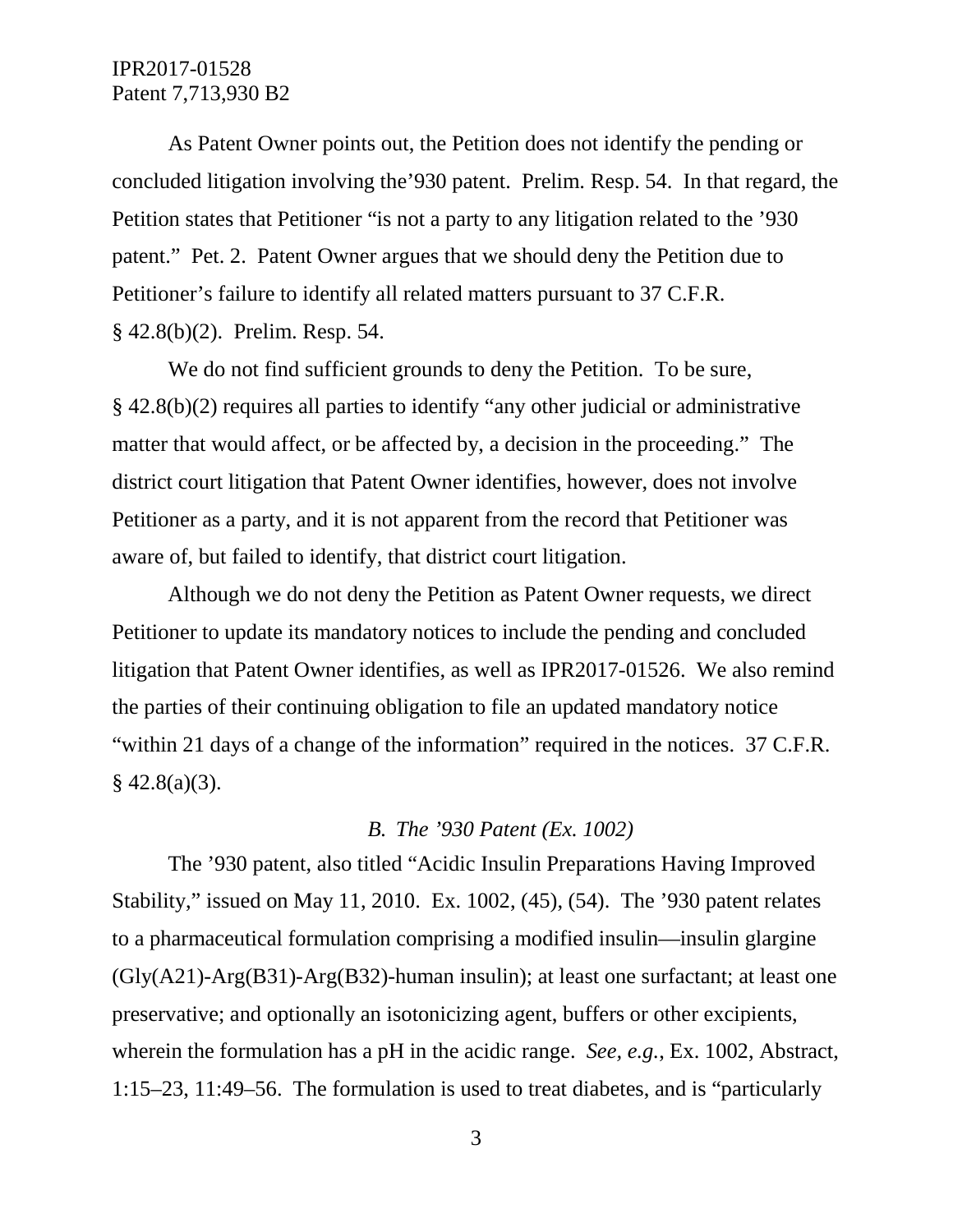As Patent Owner points out, the Petition does not identify the pending or concluded litigation involving the'930 patent. Prelim. Resp. 54. In that regard, the Petition states that Petitioner "is not a party to any litigation related to the '930 patent." Pet. 2. Patent Owner argues that we should deny the Petition due to Petitioner's failure to identify all related matters pursuant to 37 C.F.R. § 42.8(b)(2). Prelim. Resp. 54.

We do not find sufficient grounds to deny the Petition. To be sure, § 42.8(b)(2) requires all parties to identify "any other judicial or administrative matter that would affect, or be affected by, a decision in the proceeding." The district court litigation that Patent Owner identifies, however, does not involve Petitioner as a party, and it is not apparent from the record that Petitioner was aware of, but failed to identify, that district court litigation.

Although we do not deny the Petition as Patent Owner requests, we direct Petitioner to update its mandatory notices to include the pending and concluded litigation that Patent Owner identifies, as well as IPR2017-01526. We also remind the parties of their continuing obligation to file an updated mandatory notice "within 21 days of a change of the information" required in the notices. 37 C.F.R. § 42.8(a)(3).

### *B. The '930 Patent (Ex. 1002)*

The '930 patent, also titled "Acidic Insulin Preparations Having Improved Stability," issued on May 11, 2010. Ex. 1002, (45), (54). The '930 patent relates to a pharmaceutical formulation comprising a modified insulin—insulin glargine (Gly(A21)-Arg(B31)-Arg(B32)-human insulin); at least one surfactant; at least one preservative; and optionally an isotonicizing agent, buffers or other excipients, wherein the formulation has a pH in the acidic range. *See, e.g.*, Ex. 1002, Abstract, 1:15–23, 11:49–56. The formulation is used to treat diabetes, and is "particularly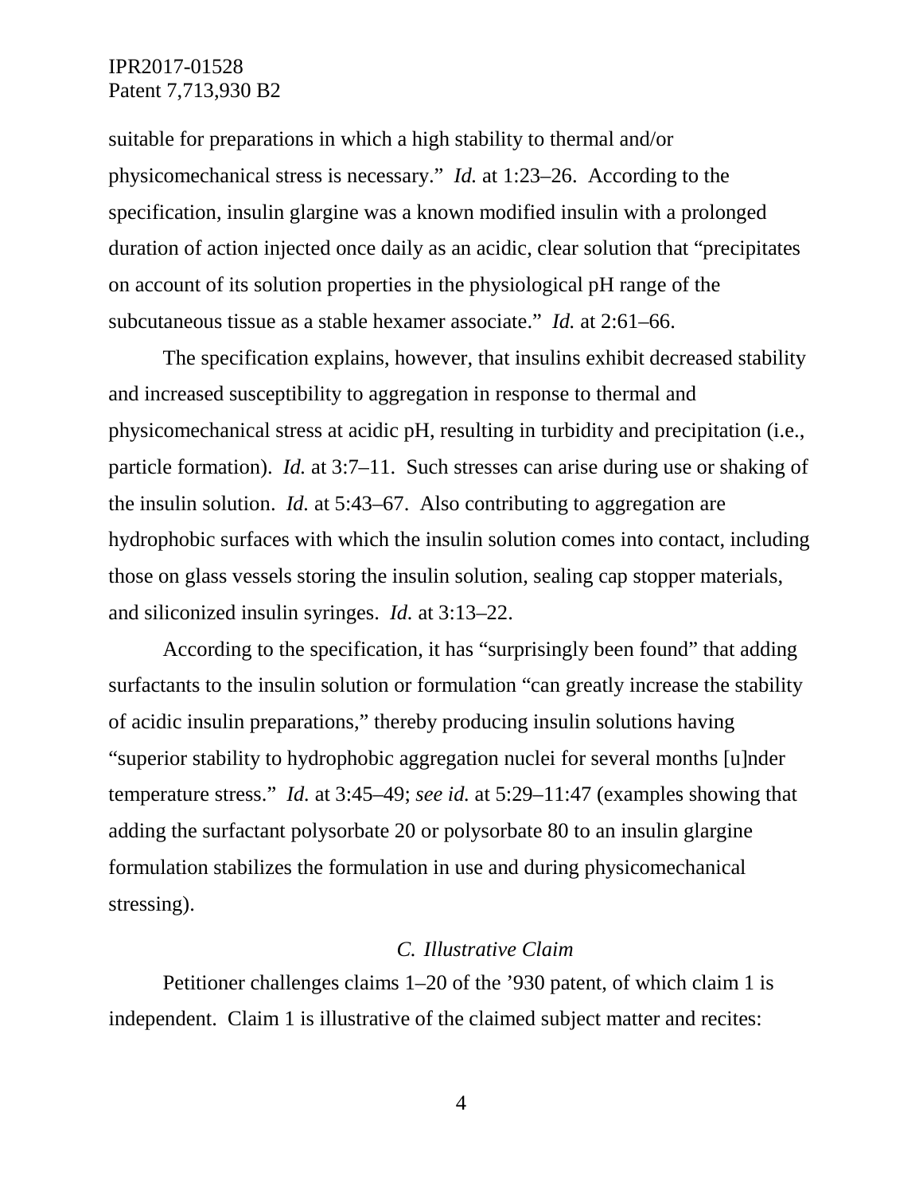suitable for preparations in which a high stability to thermal and/or physicomechanical stress is necessary." *Id.* at 1:23–26. According to the specification, insulin glargine was a known modified insulin with a prolonged duration of action injected once daily as an acidic, clear solution that "precipitates on account of its solution properties in the physiological pH range of the subcutaneous tissue as a stable hexamer associate." *Id.* at 2:61–66.

The specification explains, however, that insulins exhibit decreased stability and increased susceptibility to aggregation in response to thermal and physicomechanical stress at acidic pH, resulting in turbidity and precipitation (i.e., particle formation). *Id.* at 3:7–11. Such stresses can arise during use or shaking of the insulin solution. *Id.* at 5:43–67. Also contributing to aggregation are hydrophobic surfaces with which the insulin solution comes into contact, including those on glass vessels storing the insulin solution, sealing cap stopper materials, and siliconized insulin syringes. *Id.* at 3:13–22.

According to the specification, it has "surprisingly been found" that adding surfactants to the insulin solution or formulation "can greatly increase the stability of acidic insulin preparations," thereby producing insulin solutions having "superior stability to hydrophobic aggregation nuclei for several months [u]nder temperature stress." *Id.* at 3:45–49; *see id.* at 5:29–11:47 (examples showing that adding the surfactant polysorbate 20 or polysorbate 80 to an insulin glargine formulation stabilizes the formulation in use and during physicomechanical stressing).

### *C. Illustrative Claim*

Petitioner challenges claims 1–20 of the '930 patent, of which claim 1 is independent. Claim 1 is illustrative of the claimed subject matter and recites: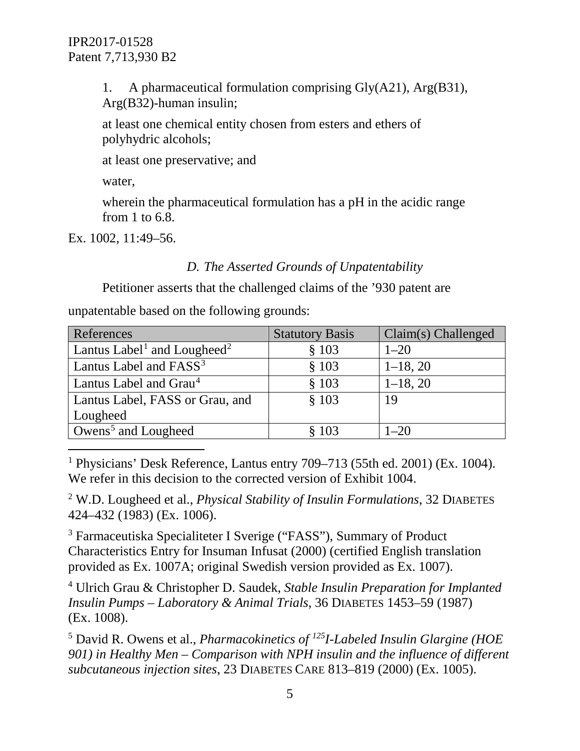1. A pharmaceutical formulation comprising Gly(A21), Arg(B31), Arg(B32)-human insulin;

at least one chemical entity chosen from esters and ethers of polyhydric alcohols;

at least one preservative; and

water,

wherein the pharmaceutical formulation has a pH in the acidic range from 1 to 6.8.

Ex. 1002, 11:49–56.

### *D. The Asserted Grounds of Unpatentability*

Petitioner asserts that the challenged claims of the ’930 patent are unpatentable based on the following grounds:

| References | Statutory Basis | Claim(s) Challenged |
|---|---|---|
| Lantus Label[1] and Lougheed[2] | § 103 | 1–20 |
| Lantus Label and FASS[3] | § 103 | 1–18, 20 |
| Lantus Label and Grau[4] | § 103 | 1–18, 20 |
| Lantus Label, FASS or Grau, and Lougheed | § 103 | 19 |
| Owens[5] and Lougheed | § 103 | 1–20 |

[1] Physicians’ Desk Reference, Lantus entry 709–713 (55th ed. 2001) (Ex. 1004). We refer in this decision to the corrected version of Exhibit 1004.

[2] W.D. Lougheed et al., *Physical Stability of Insulin Formulations*, 32 DIABETES 424–432 (1983) (Ex. 1006).

[3] Farmaceutiska Specialiteter I Sverige (“FASS”), Summary of Product Characteristics Entry for Insuman Infusat (2000) (certified English translation provided as Ex. 1007A; original Swedish version provided as Ex. 1007).

[4] Ulrich Grau & Christopher D. Saudek, *Stable Insulin Preparation for Implanted Insulin Pumps – Laboratory & Animal Trials*, 36 DIABETES 1453–59 (1987) (Ex. 1008).

[5] David R. Owens et al., *Pharmacokinetics of $^{125}$I-Labeled Insulin Glargine (HOE 901) in Healthy Men – Comparison with NPH insulin and the influence of different subcutaneous injection sites*, 23 DIABETES CARE 813–819 (2000) (Ex. 1005).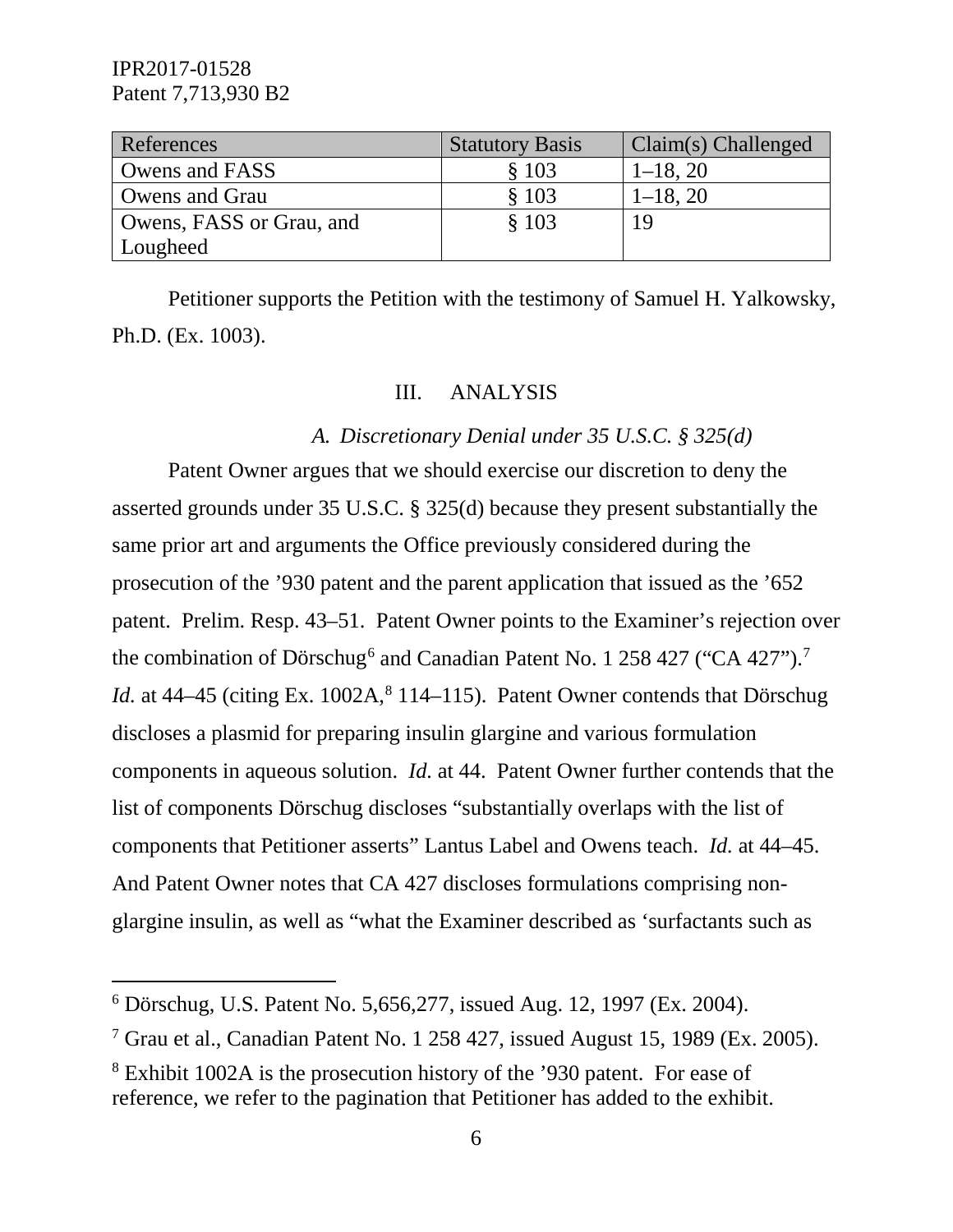| References | Statutory Basis | Claim(s) Challenged |
|---|---|---|
| Owens and FASS | § 103 | 1–18, 20 |
| Owens and Grau | § 103 | 1–18, 20 |
| Owens, FASS or Grau, and Lougheed | § 103 | 19 |

Petitioner supports the Petition with the testimony of Samuel H. Yalkowsky, Ph.D. (Ex. 1003).

## III. ANALYSIS

### *A. Discretionary Denial under 35 U.S.C. § 325(d)*

Patent Owner argues that we should exercise our discretion to deny the asserted grounds under 35 U.S.C. § 325(d) because they present substantially the same prior art and arguments the Office previously considered during the prosecution of the ’930 patent and the parent application that issued as the ’652 patent. Prelim. Resp. 43–51. Patent Owner points to the Examiner's rejection over the combination of Dörschug[6] and Canadian Patent No. 1 258 427 ("CA 427").[7] *Id.* at 44–45 (citing Ex. 1002A,[8] 114–115). Patent Owner contends that Dörschug discloses a plasmid for preparing insulin glargine and various formulation components in aqueous solution. *Id.* at 44. Patent Owner further contends that the list of components Dörschug discloses "substantially overlaps with the list of components that Petitioner asserts" Lantus Label and Owens teach. *Id.* at 44–45. And Patent Owner notes that CA 427 discloses formulations comprising non-glargine insulin, as well as "what the Examiner described as 'surfactants such as

---

[6] Dörschug, U.S. Patent No. 5,656,277, issued Aug. 12, 1997 (Ex. 2004).

[7] Grau et al., Canadian Patent No. 1 258 427, issued August 15, 1989 (Ex. 2005).

[8] Exhibit 1002A is the prosecution history of the ’930 patent. For ease of reference, we refer to the pagination that Petitioner has added to the exhibit.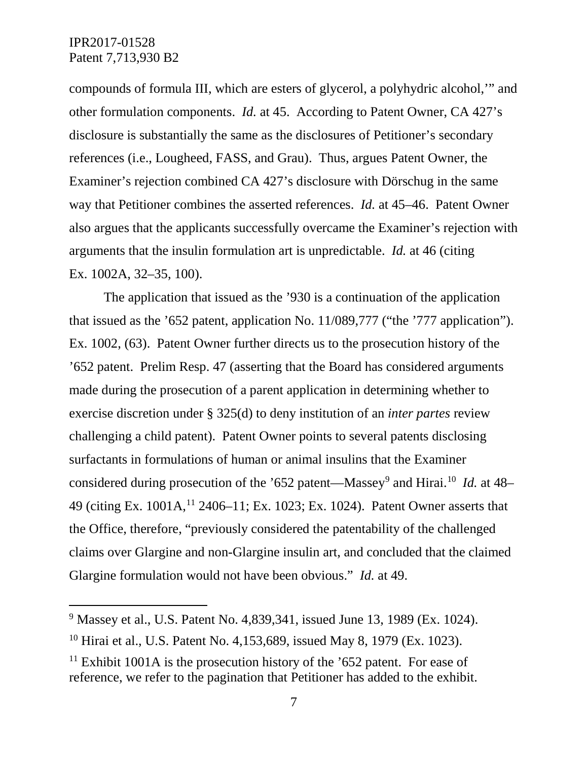compounds of formula III, which are esters of glycerol, a polyhydric alcohol,'" and other formulation components. *Id.* at 45. According to Patent Owner, CA 427's disclosure is substantially the same as the disclosures of Petitioner's secondary references (i.e., Lougheed, FASS, and Grau). Thus, argues Patent Owner, the Examiner's rejection combined CA 427's disclosure with Dörschug in the same way that Petitioner combines the asserted references. *Id.* at 45–46. Patent Owner also argues that the applicants successfully overcame the Examiner's rejection with arguments that the insulin formulation art is unpredictable. *Id.* at 46 (citing Ex. 1002A, 32–35, 100).

The application that issued as the '930 is a continuation of the application that issued as the '652 patent, application No. 11/089,777 ("the '777 application"). Ex. 1002, (63). Patent Owner further directs us to the prosecution history of the '652 patent. Prelim Resp. 47 (asserting that the Board has considered arguments made during the prosecution of a parent application in determining whether to exercise discretion under § 325(d) to deny institution of an *inter partes* review challenging a child patent). Patent Owner points to several patents disclosing surfactants in formulations of human or animal insulins that the Examiner considered during prosecution of the '652 patent—Massey[9] and Hirai.[10] *Id.* at 48–49 (citing Ex. 1001A,[11] 2406–11; Ex. 1023; Ex. 1024). Patent Owner asserts that the Office, therefore, "previously considered the patentability of the challenged claims over Glargine and non-Glargine insulin art, and concluded that the claimed Glargine formulation would not have been obvious." *Id.* at 49.

---

[9] Massey et al., U.S. Patent No. 4,839,341, issued June 13, 1989 (Ex. 1024).

[10] Hirai et al., U.S. Patent No. 4,153,689, issued May 8, 1979 (Ex. 1023).

[11] Exhibit 1001A is the prosecution history of the '652 patent. For ease of reference, we refer to the pagination that Petitioner has added to the exhibit.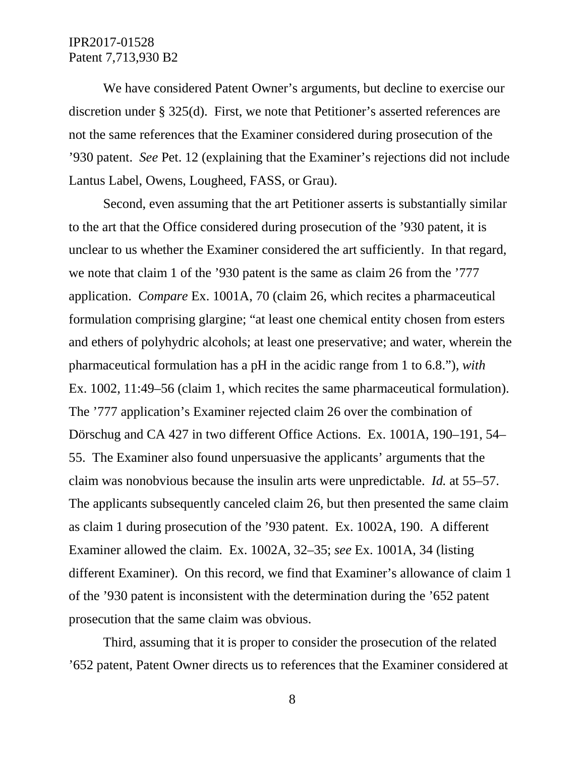We have considered Patent Owner's arguments, but decline to exercise our discretion under § 325(d). First, we note that Petitioner's asserted references are not the same references that the Examiner considered during prosecution of the '930 patent. *See* Pet. 12 (explaining that the Examiner's rejections did not include Lantus Label, Owens, Lougheed, FASS, or Grau).

Second, even assuming that the art Petitioner asserts is substantially similar to the art that the Office considered during prosecution of the '930 patent, it is unclear to us whether the Examiner considered the art sufficiently. In that regard, we note that claim 1 of the '930 patent is the same as claim 26 from the '777 application. *Compare* Ex. 1001A, 70 (claim 26, which recites a pharmaceutical formulation comprising glargine; "at least one chemical entity chosen from esters and ethers of polyhydric alcohols; at least one preservative; and water, wherein the pharmaceutical formulation has a pH in the acidic range from 1 to 6.8."), *with* Ex. 1002, 11:49–56 (claim 1, which recites the same pharmaceutical formulation). The '777 application's Examiner rejected claim 26 over the combination of Dörschug and CA 427 in two different Office Actions. Ex. 1001A, 190–191, 54–55. The Examiner also found unpersuasive the applicants' arguments that the claim was nonobvious because the insulin arts were unpredictable. *Id.* at 55–57. The applicants subsequently canceled claim 26, but then presented the same claim as claim 1 during prosecution of the '930 patent. Ex. 1002A, 190. A different Examiner allowed the claim. Ex. 1002A, 32–35; *see* Ex. 1001A, 34 (listing different Examiner). On this record, we find that Examiner's allowance of claim 1 of the '930 patent is inconsistent with the determination during the '652 patent prosecution that the same claim was obvious.

Third, assuming that it is proper to consider the prosecution of the related '652 patent, Patent Owner directs us to references that the Examiner considered at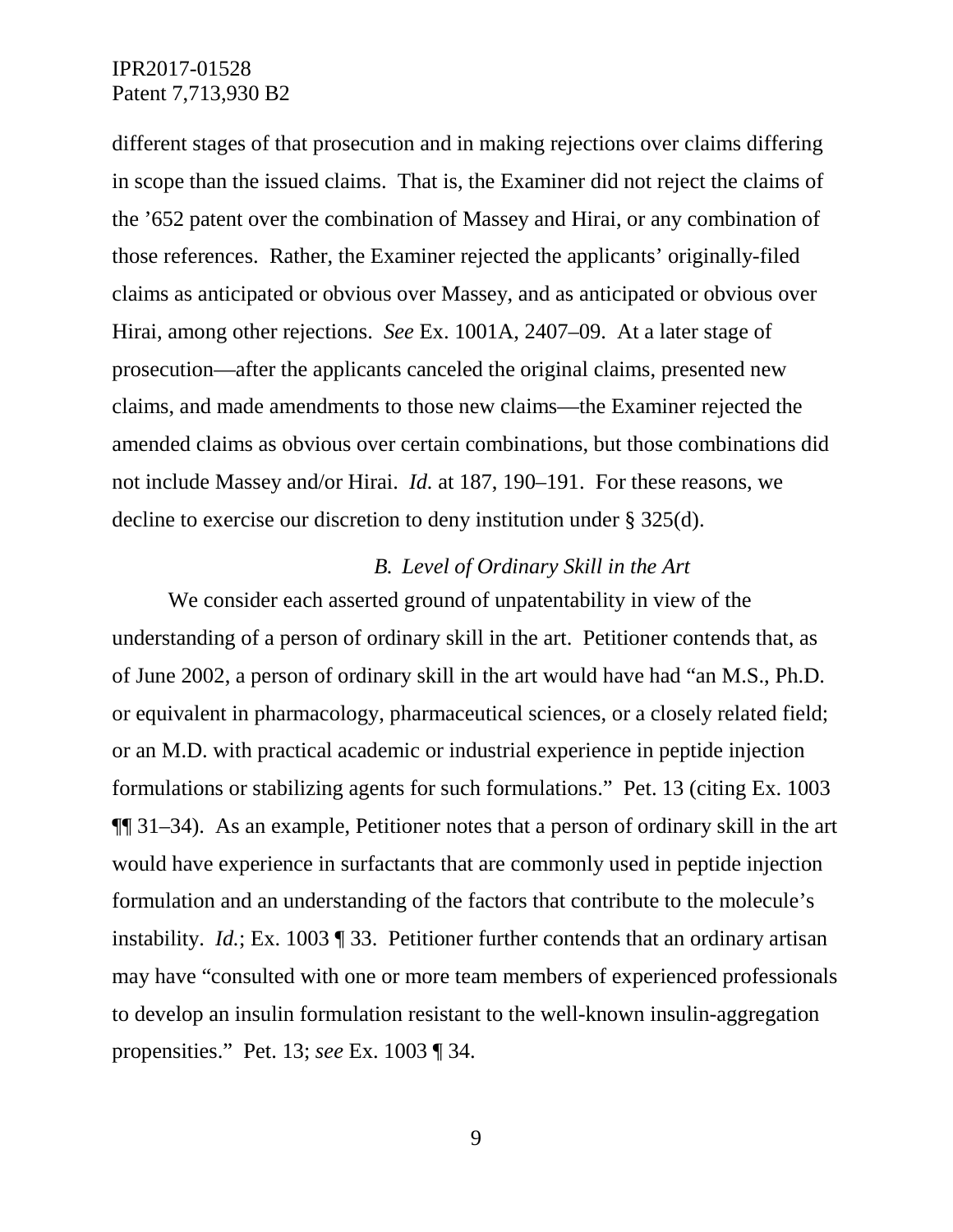different stages of that prosecution and in making rejections over claims differing in scope than the issued claims. That is, the Examiner did not reject the claims of the '652 patent over the combination of Massey and Hirai, or any combination of those references. Rather, the Examiner rejected the applicants' originally-filed claims as anticipated or obvious over Massey, and as anticipated or obvious over Hirai, among other rejections. *See* Ex. 1001A, 2407–09. At a later stage of prosecution—after the applicants canceled the original claims, presented new claims, and made amendments to those new claims—the Examiner rejected the amended claims as obvious over certain combinations, but those combinations did not include Massey and/or Hirai. *Id.* at 187, 190–191. For these reasons, we decline to exercise our discretion to deny institution under § 325(d).

### *B. Level of Ordinary Skill in the Art*

We consider each asserted ground of unpatentability in view of the understanding of a person of ordinary skill in the art. Petitioner contends that, as of June 2002, a person of ordinary skill in the art would have had "an M.S., Ph.D. or equivalent in pharmacology, pharmaceutical sciences, or a closely related field; or an M.D. with practical academic or industrial experience in peptide injection formulations or stabilizing agents for such formulations." Pet. 13 (citing Ex. 1003 ¶¶ 31–34). As an example, Petitioner notes that a person of ordinary skill in the art would have experience in surfactants that are commonly used in peptide injection formulation and an understanding of the factors that contribute to the molecule's instability. *Id.*; Ex. 1003 ¶ 33. Petitioner further contends that an ordinary artisan may have "consulted with one or more team members of experienced professionals to develop an insulin formulation resistant to the well-known insulin-aggregation propensities." Pet. 13; *see* Ex. 1003 ¶ 34.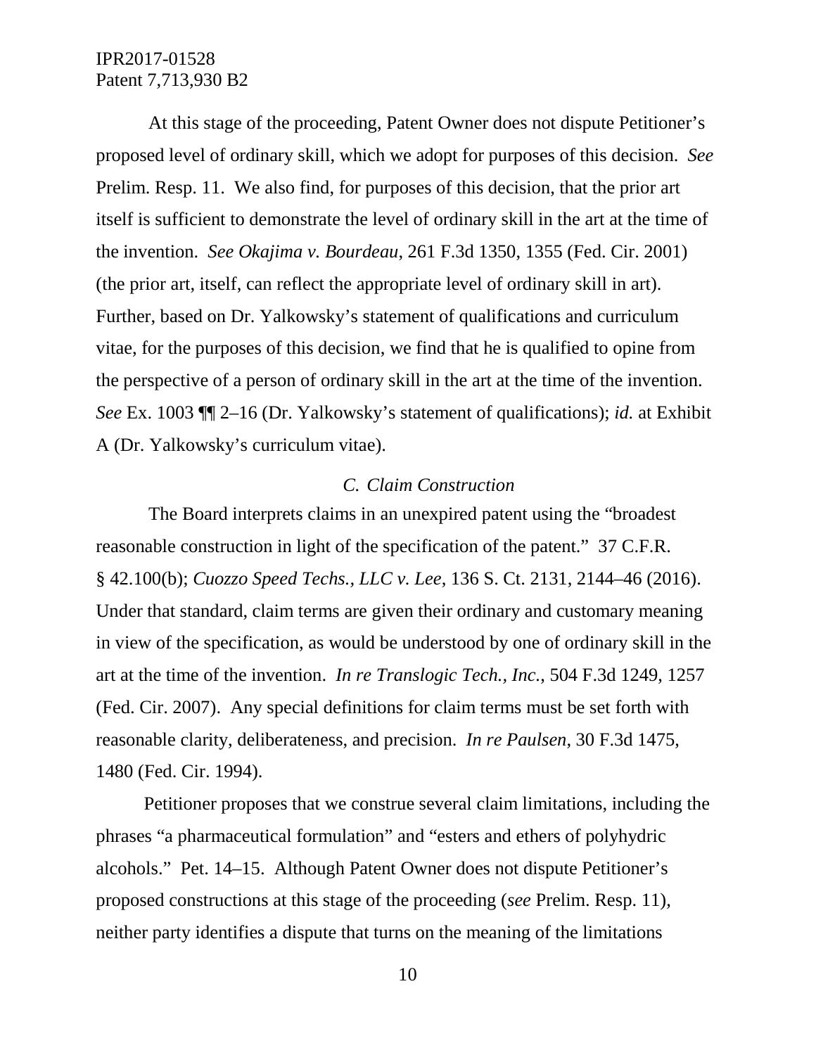At this stage of the proceeding, Patent Owner does not dispute Petitioner's proposed level of ordinary skill, which we adopt for purposes of this decision. *See* Prelim. Resp. 11. We also find, for purposes of this decision, that the prior art itself is sufficient to demonstrate the level of ordinary skill in the art at the time of the invention. *See Okajima v. Bourdeau*, 261 F.3d 1350, 1355 (Fed. Cir. 2001) (the prior art, itself, can reflect the appropriate level of ordinary skill in art). Further, based on Dr. Yalkowsky's statement of qualifications and curriculum vitae, for the purposes of this decision, we find that he is qualified to opine from the perspective of a person of ordinary skill in the art at the time of the invention. *See* Ex. 1003 ¶¶ 2–16 (Dr. Yalkowsky's statement of qualifications); *id.* at Exhibit A (Dr. Yalkowsky's curriculum vitae).

### *C. Claim Construction*

The Board interprets claims in an unexpired patent using the "broadest reasonable construction in light of the specification of the patent." 37 C.F.R. § 42.100(b); *Cuozzo Speed Techs., LLC v. Lee*, 136 S. Ct. 2131, 2144–46 (2016). Under that standard, claim terms are given their ordinary and customary meaning in view of the specification, as would be understood by one of ordinary skill in the art at the time of the invention. *In re Translogic Tech., Inc.*, 504 F.3d 1249, 1257 (Fed. Cir. 2007). Any special definitions for claim terms must be set forth with reasonable clarity, deliberateness, and precision. *In re Paulsen*, 30 F.3d 1475, 1480 (Fed. Cir. 1994).

Petitioner proposes that we construe several claim limitations, including the phrases "a pharmaceutical formulation" and "esters and ethers of polyhydric alcohols." Pet. 14–15. Although Patent Owner does not dispute Petitioner's proposed constructions at this stage of the proceeding (*see* Prelim. Resp. 11), neither party identifies a dispute that turns on the meaning of the limitations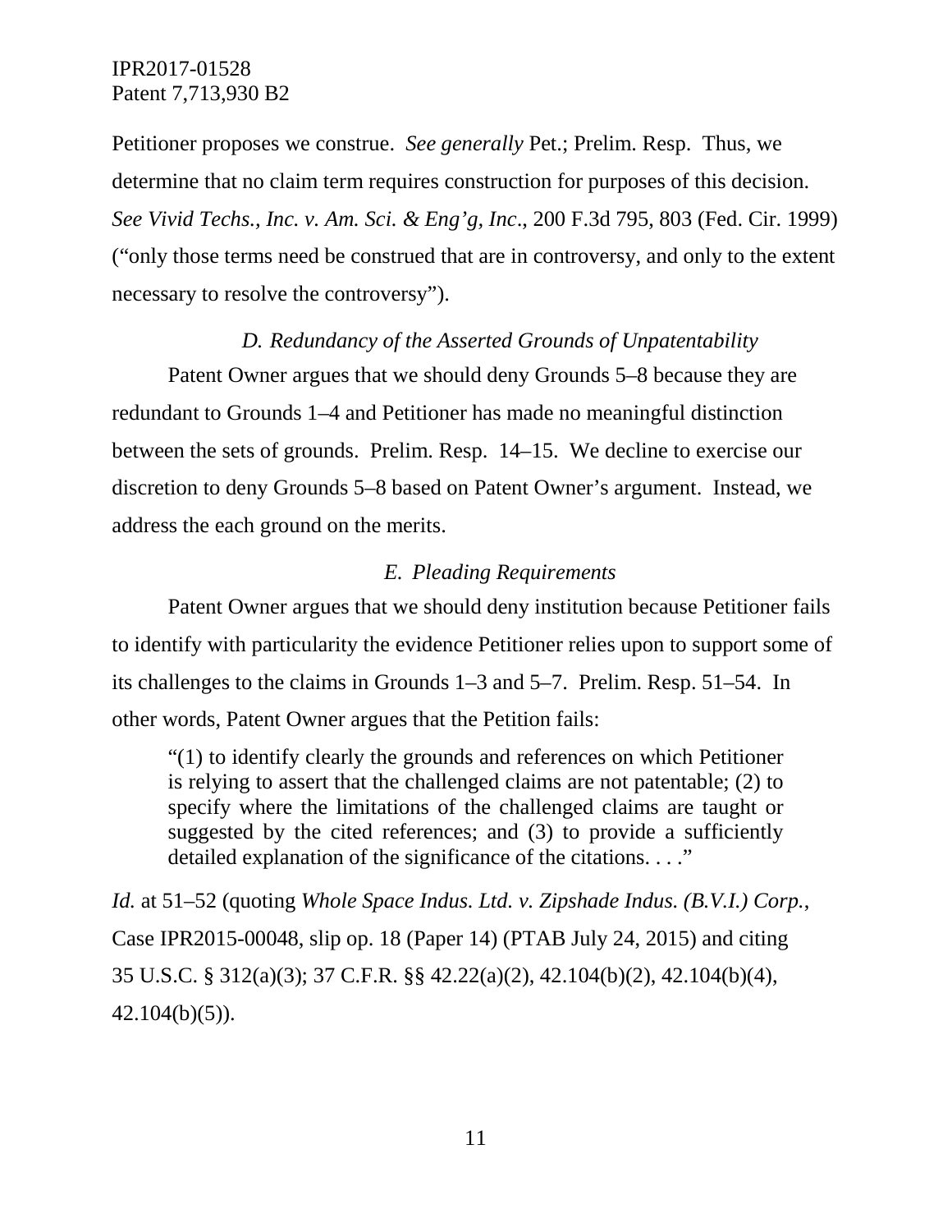Petitioner proposes we construe. *See generally* Pet.; Prelim. Resp. Thus, we determine that no claim term requires construction for purposes of this decision. *See Vivid Techs., Inc. v. Am. Sci. & Eng'g, Inc*., 200 F.3d 795, 803 (Fed. Cir. 1999) ("only those terms need be construed that are in controversy, and only to the extent necessary to resolve the controversy").

### *D. Redundancy of the Asserted Grounds of Unpatentability*

Patent Owner argues that we should deny Grounds 5–8 because they are redundant to Grounds 1–4 and Petitioner has made no meaningful distinction between the sets of grounds. Prelim. Resp. 14–15. We decline to exercise our discretion to deny Grounds 5–8 based on Patent Owner's argument. Instead, we address the each ground on the merits.

### *E. Pleading Requirements*

Patent Owner argues that we should deny institution because Petitioner fails to identify with particularity the evidence Petitioner relies upon to support some of its challenges to the claims in Grounds 1–3 and 5–7. Prelim. Resp. 51–54. In other words, Patent Owner argues that the Petition fails:

> "(1) to identify clearly the grounds and references on which Petitioner is relying to assert that the challenged claims are not patentable; (2) to specify where the limitations of the challenged claims are taught or suggested by the cited references; and (3) to provide a sufficiently detailed explanation of the significance of the citations. . . ."

*Id.* at 51–52 (quoting *Whole Space Indus. Ltd. v. Zipshade Indus. (B.V.I.) Corp.*, Case IPR2015-00048, slip op. 18 (Paper 14) (PTAB July 24, 2015) and citing 35 U.S.C. § 312(a)(3); 37 C.F.R. §§ 42.22(a)(2), 42.104(b)(2), 42.104(b)(4), 42.104(b)(5)).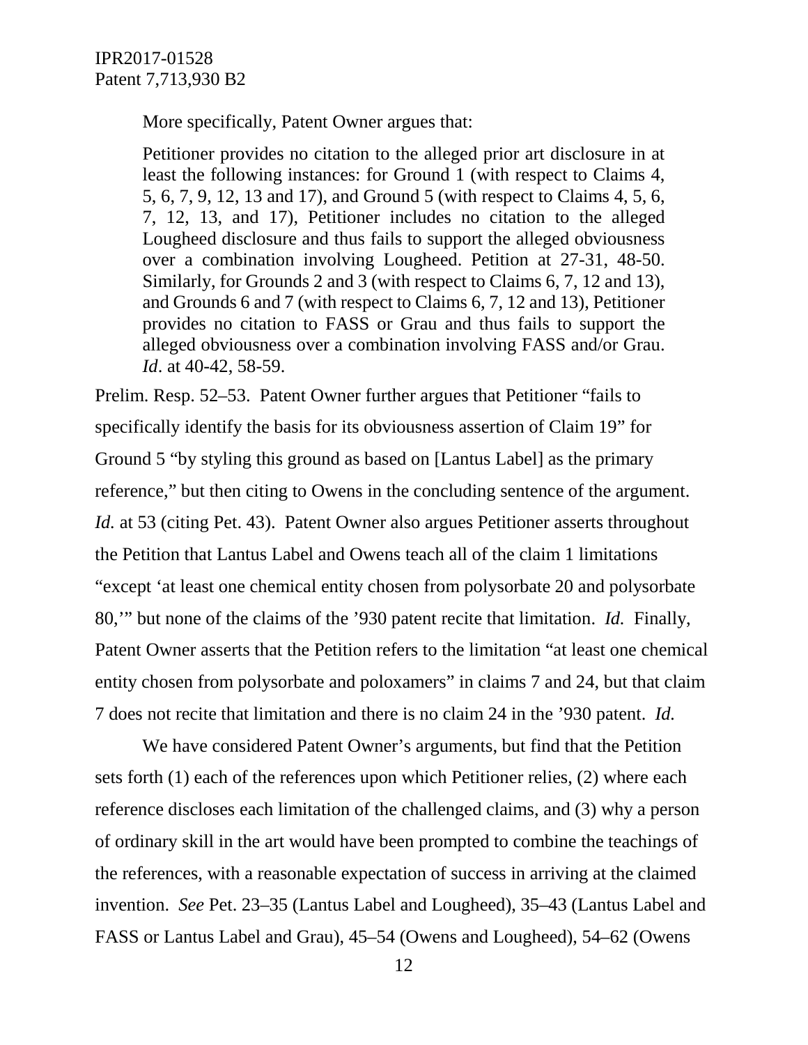More specifically, Patent Owner argues that:

> Petitioner provides no citation to the alleged prior art disclosure in at least the following instances: for Ground 1 (with respect to Claims 4, 5, 6, 7, 9, 12, 13 and 17), and Ground 5 (with respect to Claims 4, 5, 6, 7, 12, 13, and 17), Petitioner includes no citation to the alleged Lougheed disclosure and thus fails to support the alleged obviousness over a combination involving Lougheed. Petition at 27-31, 48-50. Similarly, for Grounds 2 and 3 (with respect to Claims 6, 7, 12 and 13), and Grounds 6 and 7 (with respect to Claims 6, 7, 12 and 13), Petitioner provides no citation to FASS or Grau and thus fails to support the alleged obviousness over a combination involving FASS and/or Grau. *Id*. at 40-42, 58-59.

Prelim. Resp. 52–53. Patent Owner further argues that Petitioner "fails to specifically identify the basis for its obviousness assertion of Claim 19" for Ground 5 "by styling this ground as based on [Lantus Label] as the primary reference," but then citing to Owens in the concluding sentence of the argument. *Id.* at 53 (citing Pet. 43). Patent Owner also argues Petitioner asserts throughout the Petition that Lantus Label and Owens teach all of the claim 1 limitations "except 'at least one chemical entity chosen from polysorbate 20 and polysorbate 80,'" but none of the claims of the '930 patent recite that limitation. *Id.* Finally, Patent Owner asserts that the Petition refers to the limitation "at least one chemical entity chosen from polysorbate and poloxamers" in claims 7 and 24, but that claim 7 does not recite that limitation and there is no claim 24 in the '930 patent. *Id.*

We have considered Patent Owner's arguments, but find that the Petition sets forth (1) each of the references upon which Petitioner relies, (2) where each reference discloses each limitation of the challenged claims, and (3) why a person of ordinary skill in the art would have been prompted to combine the teachings of the references, with a reasonable expectation of success in arriving at the claimed invention. *See* Pet. 23–35 (Lantus Label and Lougheed), 35–43 (Lantus Label and FASS or Lantus Label and Grau), 45–54 (Owens and Lougheed), 54–62 (Owens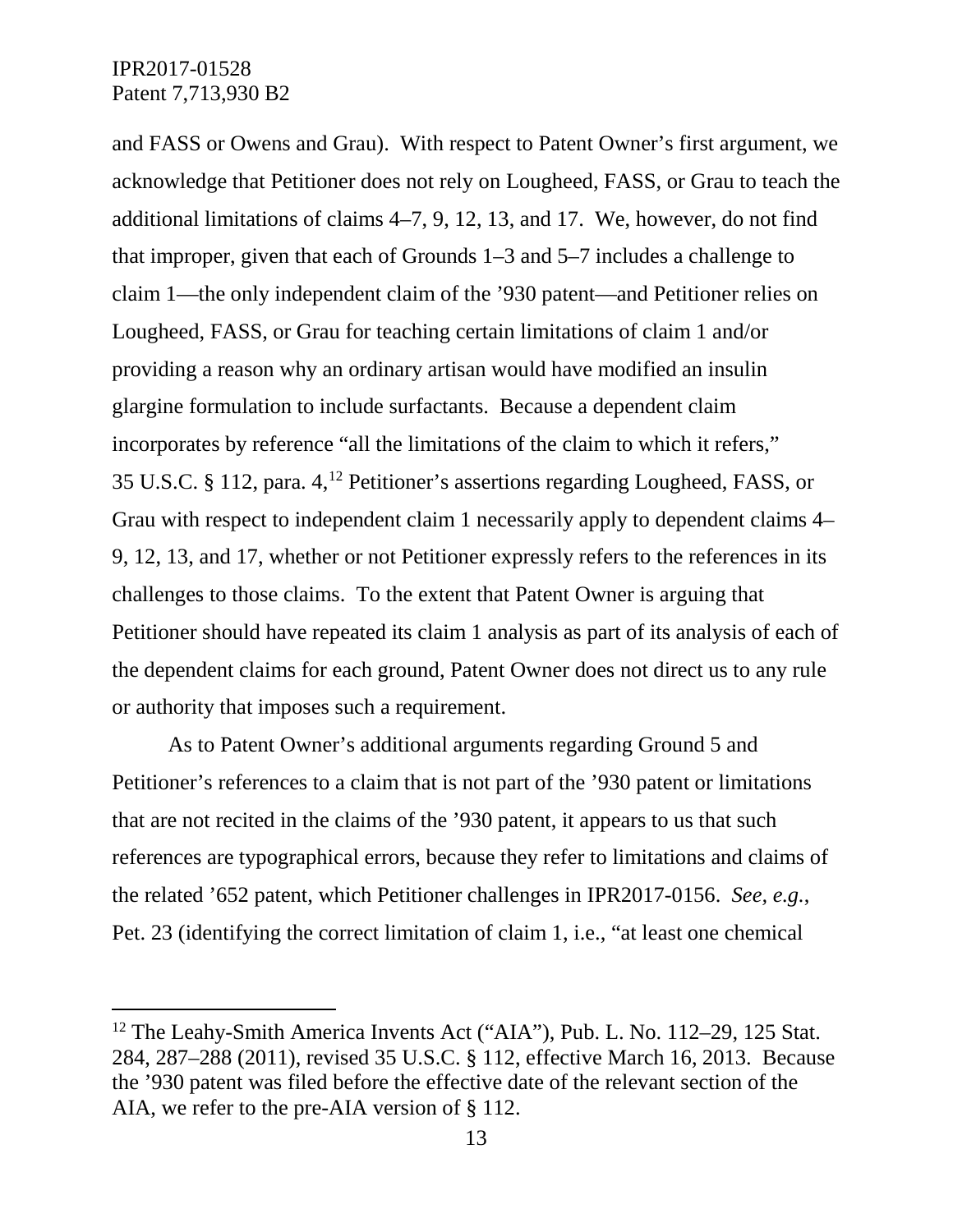and FASS or Owens and Grau). With respect to Patent Owner's first argument, we acknowledge that Petitioner does not rely on Lougheed, FASS, or Grau to teach the additional limitations of claims 4–7, 9, 12, 13, and 17. We, however, do not find that improper, given that each of Grounds 1–3 and 5–7 includes a challenge to claim 1—the only independent claim of the '930 patent—and Petitioner relies on Lougheed, FASS, or Grau for teaching certain limitations of claim 1 and/or providing a reason why an ordinary artisan would have modified an insulin glargine formulation to include surfactants. Because a dependent claim incorporates by reference "all the limitations of the claim to which it refers," 35 U.S.C. § 112, para. 4,[12] Petitioner's assertions regarding Lougheed, FASS, or Grau with respect to independent claim 1 necessarily apply to dependent claims 4–9, 12, 13, and 17, whether or not Petitioner expressly refers to the references in its challenges to those claims. To the extent that Patent Owner is arguing that Petitioner should have repeated its claim 1 analysis as part of its analysis of each of the dependent claims for each ground, Patent Owner does not direct us to any rule or authority that imposes such a requirement.

As to Patent Owner's additional arguments regarding Ground 5 and Petitioner's references to a claim that is not part of the '930 patent or limitations that are not recited in the claims of the '930 patent, it appears to us that such references are typographical errors, because they refer to limitations and claims of the related '652 patent, which Petitioner challenges in IPR2017-0156. *See, e.g.*, Pet. 23 (identifying the correct limitation of claim 1, i.e., "at least one chemical

---

[12] The Leahy-Smith America Invents Act ("AIA"), Pub. L. No. 112–29, 125 Stat. 284, 287–288 (2011), revised 35 U.S.C. § 112, effective March 16, 2013. Because the '930 patent was filed before the effective date of the relevant section of the AIA, we refer to the pre-AIA version of § 112.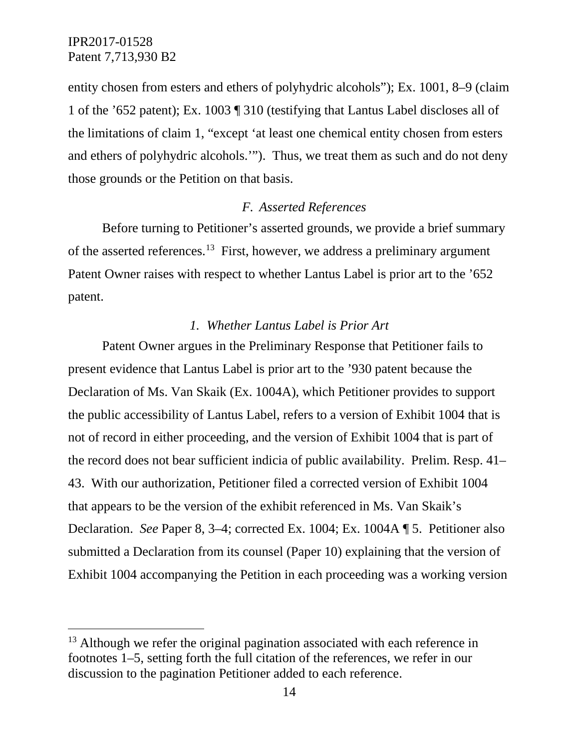entity chosen from esters and ethers of polyhydric alcohols"); Ex. 1001, 8–9 (claim 1 of the '652 patent); Ex. 1003 ¶ 310 (testifying that Lantus Label discloses all of the limitations of claim 1, "except 'at least one chemical entity chosen from esters and ethers of polyhydric alcohols.'"). Thus, we treat them as such and do not deny those grounds or the Petition on that basis.

### *F. Asserted References*

Before turning to Petitioner's asserted grounds, we provide a brief summary of the asserted references.[13] First, however, we address a preliminary argument Patent Owner raises with respect to whether Lantus Label is prior art to the '652 patent.

#### *1. Whether Lantus Label is Prior Art*

Patent Owner argues in the Preliminary Response that Petitioner fails to present evidence that Lantus Label is prior art to the '930 patent because the Declaration of Ms. Van Skaik (Ex. 1004A), which Petitioner provides to support the public accessibility of Lantus Label, refers to a version of Exhibit 1004 that is not of record in either proceeding, and the version of Exhibit 1004 that is part of the record does not bear sufficient indicia of public availability. Prelim. Resp. 41–43. With our authorization, Petitioner filed a corrected version of Exhibit 1004 that appears to be the version of the exhibit referenced in Ms. Van Skaik's Declaration. *See* Paper 8, 3–4; corrected Ex. 1004; Ex. 1004A ¶ 5. Petitioner also submitted a Declaration from its counsel (Paper 10) explaining that the version of Exhibit 1004 accompanying the Petition in each proceeding was a working version

---

[13] Although we refer the original pagination associated with each reference in footnotes 1–5, setting forth the full citation of the references, we refer in our discussion to the pagination Petitioner added to each reference.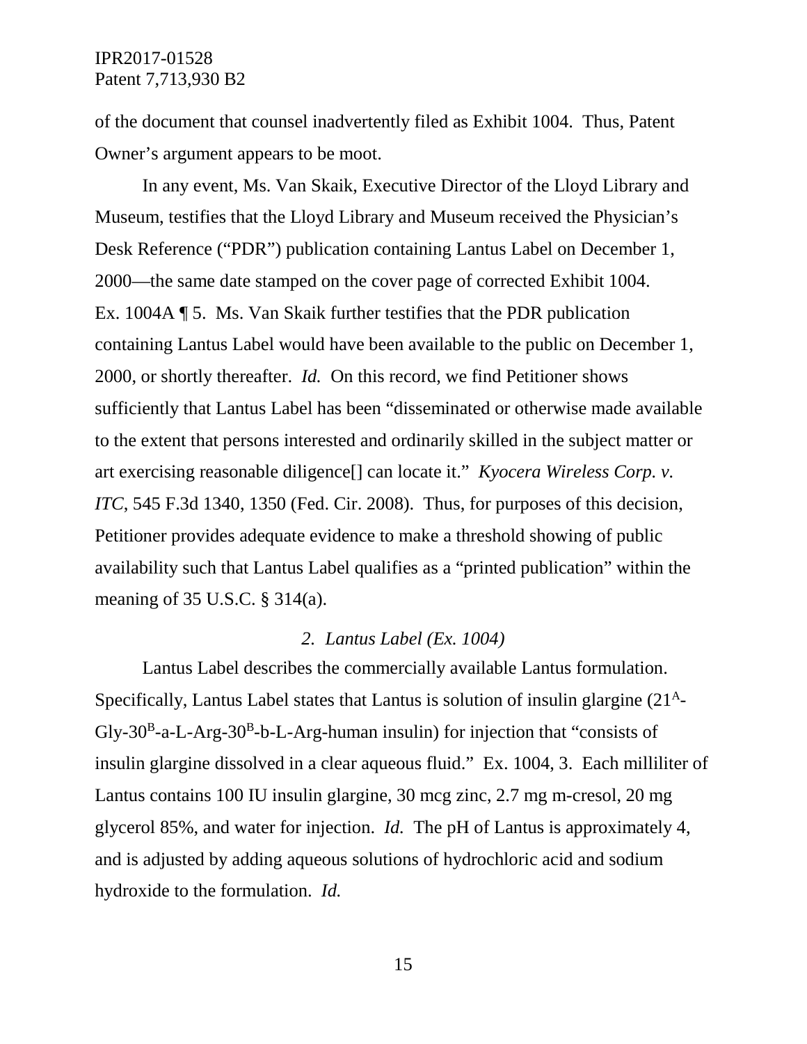of the document that counsel inadvertently filed as Exhibit 1004. Thus, Patent Owner's argument appears to be moot.

In any event, Ms. Van Skaik, Executive Director of the Lloyd Library and Museum, testifies that the Lloyd Library and Museum received the Physician's Desk Reference ("PDR") publication containing Lantus Label on December 1, 2000—the same date stamped on the cover page of corrected Exhibit 1004. Ex. 1004A ¶ 5. Ms. Van Skaik further testifies that the PDR publication containing Lantus Label would have been available to the public on December 1, 2000, or shortly thereafter. *Id.* On this record, we find Petitioner shows sufficiently that Lantus Label has been "disseminated or otherwise made available to the extent that persons interested and ordinarily skilled in the subject matter or art exercising reasonable diligence[] can locate it." *Kyocera Wireless Corp. v. ITC*, 545 F.3d 1340, 1350 (Fed. Cir. 2008). Thus, for purposes of this decision, Petitioner provides adequate evidence to make a threshold showing of public availability such that Lantus Label qualifies as a "printed publication" within the meaning of 35 U.S.C. § 314(a).

### *2. Lantus Label (Ex. 1004)*

Lantus Label describes the commercially available Lantus formulation. Specifically, Lantus Label states that Lantus is solution of insulin glargine ($21^{A}$-Gly-$30^{B}$-a-L-Arg-$30^{B}$-b-L-Arg-human insulin) for injection that "consists of insulin glargine dissolved in a clear aqueous fluid." Ex. 1004, 3. Each milliliter of Lantus contains 100 IU insulin glargine, 30 mcg zinc, 2.7 mg m-cresol, 20 mg glycerol 85%, and water for injection. *Id.* The pH of Lantus is approximately 4, and is adjusted by adding aqueous solutions of hydrochloric acid and sodium hydroxide to the formulation. *Id.*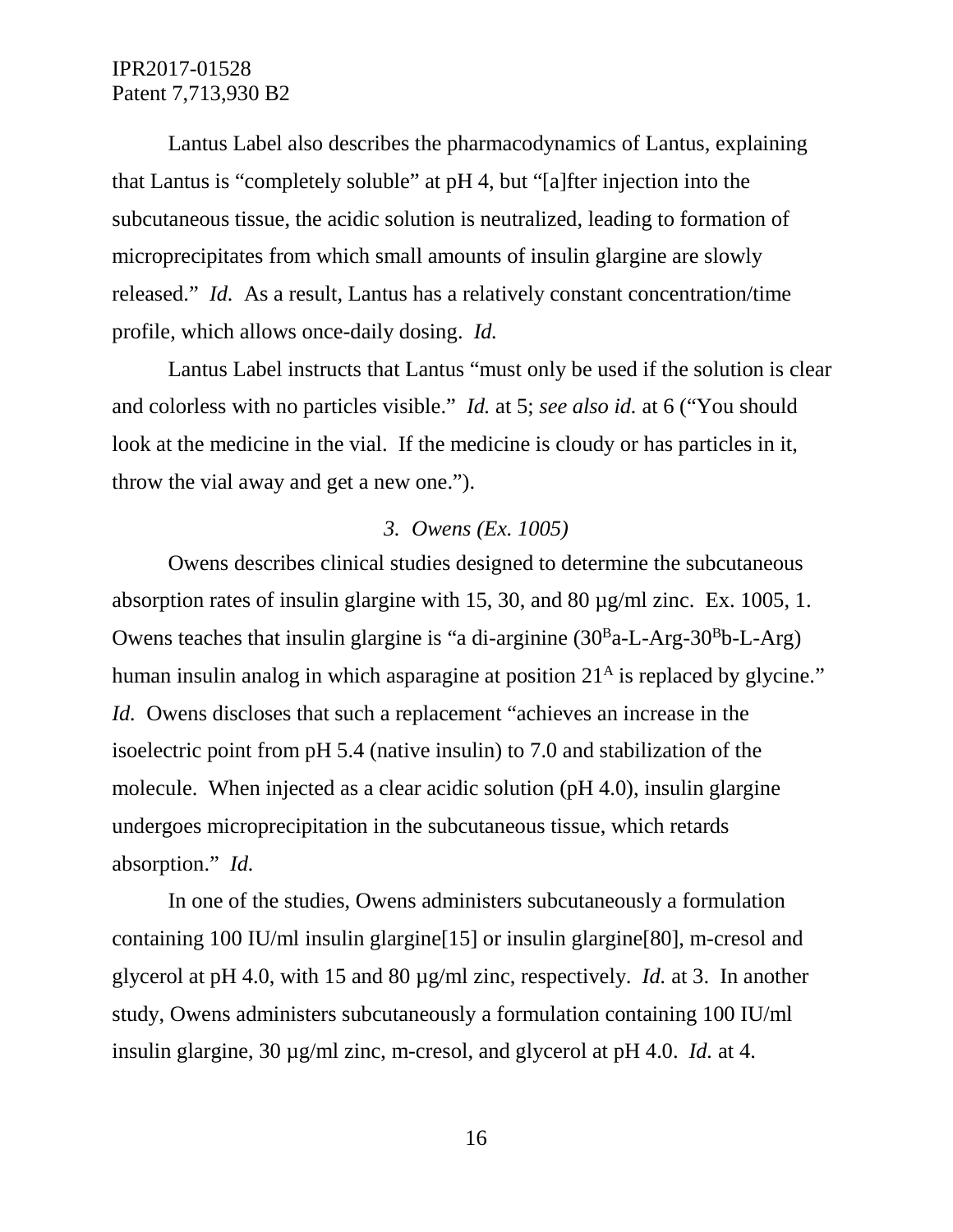Lantus Label also describes the pharmacodynamics of Lantus, explaining that Lantus is "completely soluble" at pH 4, but "[a]fter injection into the subcutaneous tissue, the acidic solution is neutralized, leading to formation of microprecipitates from which small amounts of insulin glargine are slowly released." *Id.* As a result, Lantus has a relatively constant concentration/time profile, which allows once-daily dosing. *Id.*

Lantus Label instructs that Lantus "must only be used if the solution is clear and colorless with no particles visible." *Id.* at 5; *see also id.* at 6 ("You should look at the medicine in the vial. If the medicine is cloudy or has particles in it, throw the vial away and get a new one.").

### *3. Owens (Ex. 1005)*

Owens describes clinical studies designed to determine the subcutaneous absorption rates of insulin glargine with 15, 30, and 80 µg/ml zinc. Ex. 1005, 1. Owens teaches that insulin glargine is "a di-arginine ($30^{B}$a-L-Arg-$30^{B}$b-L-Arg) human insulin analog in which asparagine at position $21^{A}$ is replaced by glycine." *Id.* Owens discloses that such a replacement "achieves an increase in the isoelectric point from pH 5.4 (native insulin) to 7.0 and stabilization of the molecule. When injected as a clear acidic solution (pH 4.0), insulin glargine undergoes microprecipitation in the subcutaneous tissue, which retards absorption." *Id.*

In one of the studies, Owens administers subcutaneously a formulation containing 100 IU/ml insulin glargine[15] or insulin glargine[80], m-cresol and glycerol at pH 4.0, with 15 and 80 µg/ml zinc, respectively. *Id.* at 3. In another study, Owens administers subcutaneously a formulation containing 100 IU/ml insulin glargine, 30 µg/ml zinc, m-cresol, and glycerol at pH 4.0. *Id.* at 4.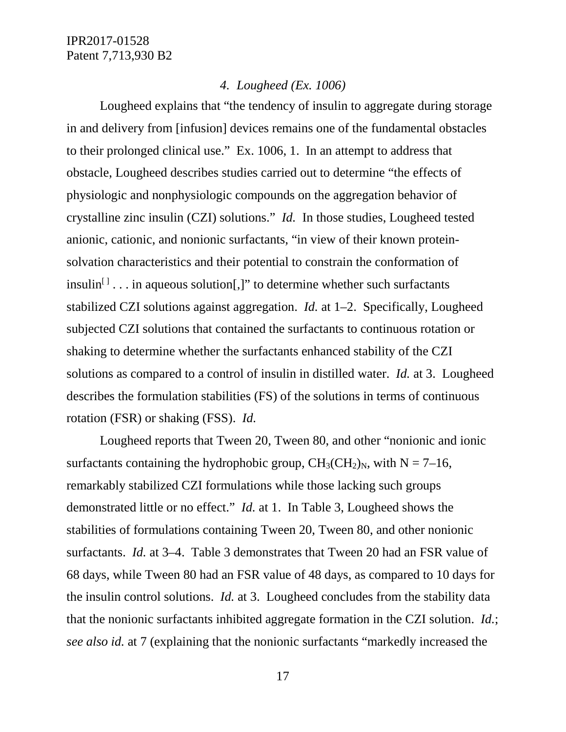### *4. Lougheed (Ex. 1006)*

Lougheed explains that "the tendency of insulin to aggregate during storage in and delivery from [infusion] devices remains one of the fundamental obstacles to their prolonged clinical use." Ex. 1006, 1. In an attempt to address that obstacle, Lougheed describes studies carried out to determine "the effects of physiologic and nonphysiologic compounds on the aggregation behavior of crystalline zinc insulin (CZI) solutions." *Id.* In those studies, Lougheed tested anionic, cationic, and nonionic surfactants, "in view of their known protein-solvation characteristics and their potential to constrain the conformation of insulin[ ] . . . in aqueous solution[,]" to determine whether such surfactants stabilized CZI solutions against aggregation. *Id.* at 1–2. Specifically, Lougheed subjected CZI solutions that contained the surfactants to continuous rotation or shaking to determine whether the surfactants enhanced stability of the CZI solutions as compared to a control of insulin in distilled water. *Id.* at 3. Lougheed describes the formulation stabilities (FS) of the solutions in terms of continuous rotation (FSR) or shaking (FSS). *Id.*

Lougheed reports that Tween 20, Tween 80, and other "nonionic and ionic surfactants containing the hydrophobic group, $CH_3(CH_2)_N$, with N = 7–16, remarkably stabilized CZI formulations while those lacking such groups demonstrated little or no effect." *Id.* at 1. In Table 3, Lougheed shows the stabilities of formulations containing Tween 20, Tween 80, and other nonionic surfactants. *Id.* at 3–4. Table 3 demonstrates that Tween 20 had an FSR value of 68 days, while Tween 80 had an FSR value of 48 days, as compared to 10 days for the insulin control solutions. *Id.* at 3. Lougheed concludes from the stability data that the nonionic surfactants inhibited aggregate formation in the CZI solution. *Id.*; *see also id.* at 7 (explaining that the nonionic surfactants "markedly increased the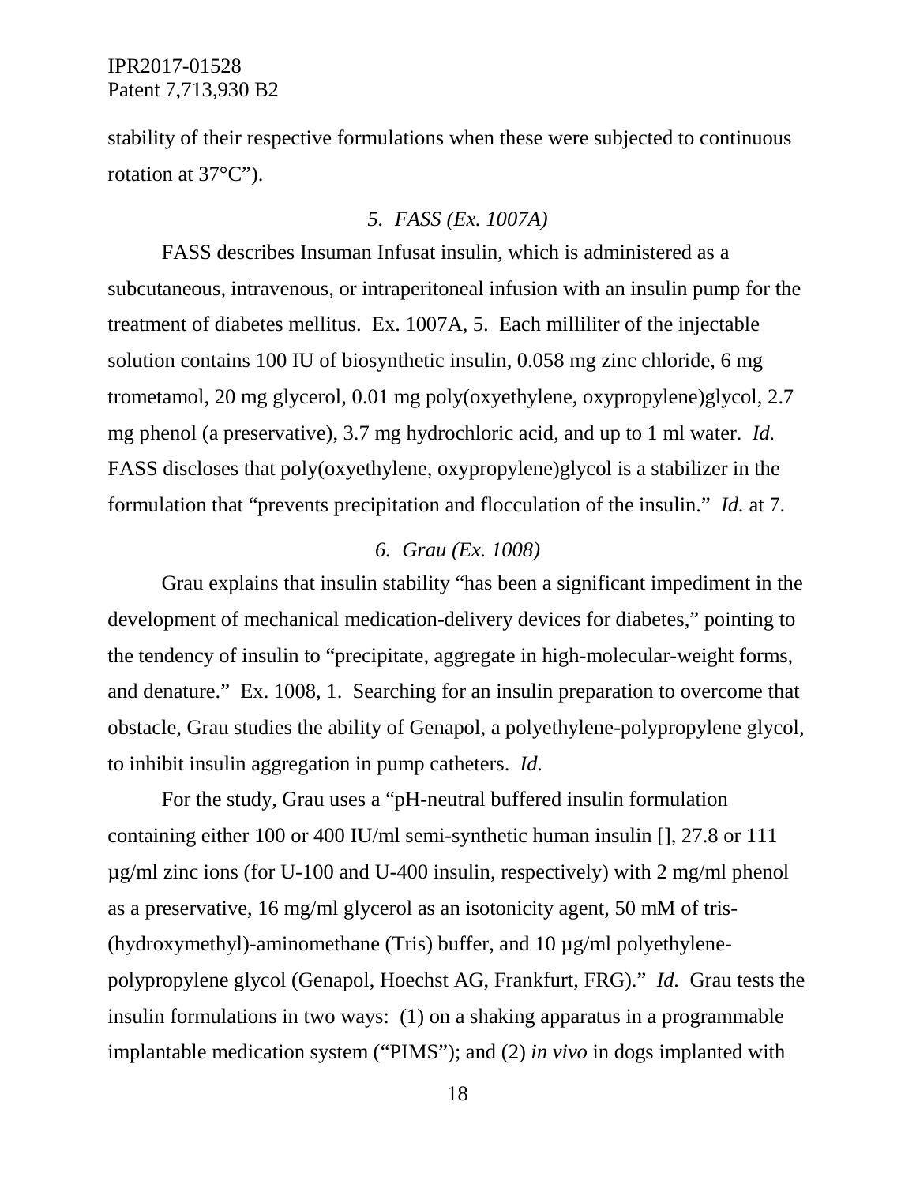stability of their respective formulations when these were subjected to continuous rotation at 37°C").

### *5. FASS (Ex. 1007A)*

FASS describes Insuman Infusat insulin, which is administered as a subcutaneous, intravenous, or intraperitoneal infusion with an insulin pump for the treatment of diabetes mellitus. Ex. 1007A, 5. Each milliliter of the injectable solution contains 100 IU of biosynthetic insulin, 0.058 mg zinc chloride, 6 mg trometamol, 20 mg glycerol, 0.01 mg poly(oxyethylene, oxypropylene)glycol, 2.7 mg phenol (a preservative), 3.7 mg hydrochloric acid, and up to 1 ml water. *Id.* FASS discloses that poly(oxyethylene, oxypropylene)glycol is a stabilizer in the formulation that "prevents precipitation and flocculation of the insulin." *Id.* at 7.

### *6. Grau (Ex. 1008)*

Grau explains that insulin stability "has been a significant impediment in the development of mechanical medication-delivery devices for diabetes," pointing to the tendency of insulin to "precipitate, aggregate in high-molecular-weight forms, and denature." Ex. 1008, 1. Searching for an insulin preparation to overcome that obstacle, Grau studies the ability of Genapol, a polyethylene-polypropylene glycol, to inhibit insulin aggregation in pump catheters. *Id.*

For the study, Grau uses a "pH-neutral buffered insulin formulation containing either 100 or 400 IU/ml semi-synthetic human insulin [], 27.8 or 111 µg/ml zinc ions (for U-100 and U-400 insulin, respectively) with 2 mg/ml phenol as a preservative, 16 mg/ml glycerol as an isotonicity agent, 50 mM of tris-(hydroxymethyl)-aminomethane (Tris) buffer, and 10 µg/ml polyethylene-polypropylene glycol (Genapol, Hoechst AG, Frankfurt, FRG)." *Id.* Grau tests the insulin formulations in two ways: (1) on a shaking apparatus in a programmable implantable medication system ("PIMS"); and (2) *in vivo* in dogs implanted with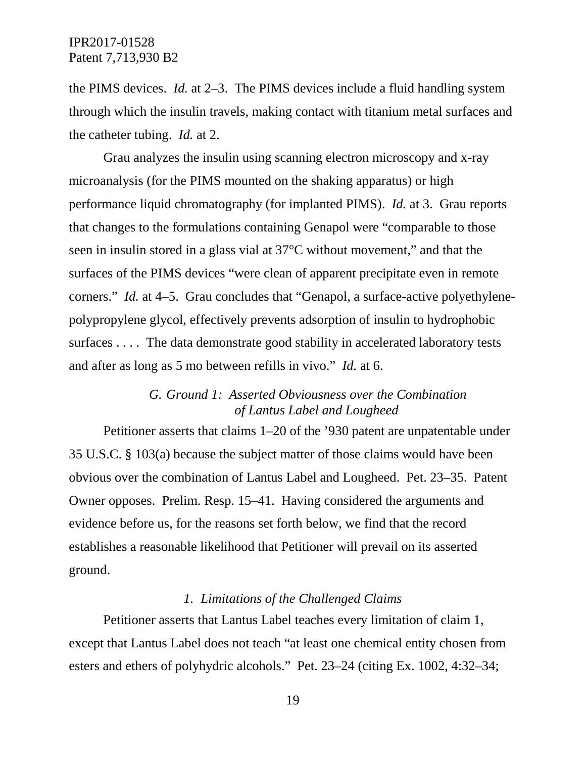the PIMS devices. *Id.* at 2–3. The PIMS devices include a fluid handling system through which the insulin travels, making contact with titanium metal surfaces and the catheter tubing. *Id.* at 2.

Grau analyzes the insulin using scanning electron microscopy and x-ray microanalysis (for the PIMS mounted on the shaking apparatus) or high performance liquid chromatography (for implanted PIMS). *Id.* at 3. Grau reports that changes to the formulations containing Genapol were "comparable to those seen in insulin stored in a glass vial at 37°C without movement," and that the surfaces of the PIMS devices "were clean of apparent precipitate even in remote corners." *Id.* at 4–5. Grau concludes that "Genapol, a surface-active polyethylene-polypropylene glycol, effectively prevents adsorption of insulin to hydrophobic surfaces . . . . The data demonstrate good stability in accelerated laboratory tests and after as long as 5 mo between refills in vivo." *Id.* at 6.

### *G. Ground 1: Asserted Obviousness over the Combination of Lantus Label and Lougheed*

Petitioner asserts that claims 1–20 of the '930 patent are unpatentable under 35 U.S.C. § 103(a) because the subject matter of those claims would have been obvious over the combination of Lantus Label and Lougheed. Pet. 23–35. Patent Owner opposes. Prelim. Resp. 15–41. Having considered the arguments and evidence before us, for the reasons set forth below, we find that the record establishes a reasonable likelihood that Petitioner will prevail on its asserted ground.

#### *1. Limitations of the Challenged Claims*

Petitioner asserts that Lantus Label teaches every limitation of claim 1, except that Lantus Label does not teach "at least one chemical entity chosen from esters and ethers of polyhydric alcohols." Pet. 23–24 (citing Ex. 1002, 4:32–34;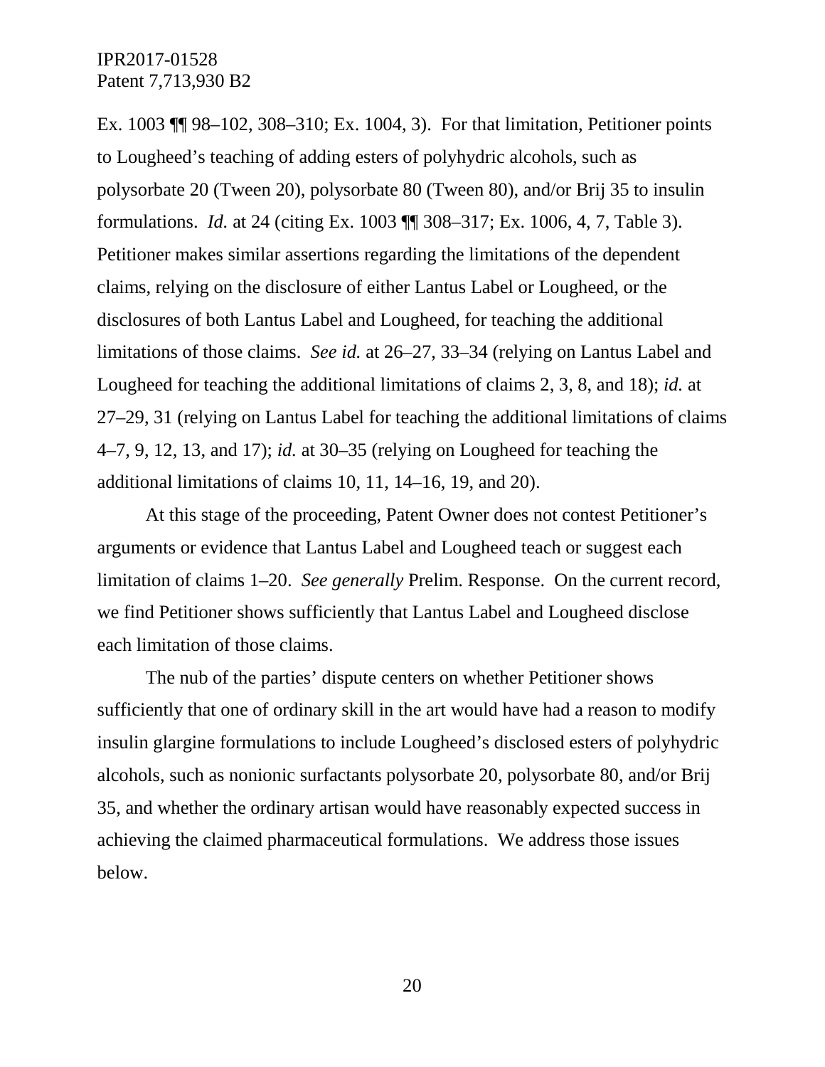Ex. 1003 ¶¶ 98–102, 308–310; Ex. 1004, 3). For that limitation, Petitioner points to Lougheed's teaching of adding esters of polyhydric alcohols, such as polysorbate 20 (Tween 20), polysorbate 80 (Tween 80), and/or Brij 35 to insulin formulations. *Id.* at 24 (citing Ex. 1003 ¶¶ 308–317; Ex. 1006, 4, 7, Table 3). Petitioner makes similar assertions regarding the limitations of the dependent claims, relying on the disclosure of either Lantus Label or Lougheed, or the disclosures of both Lantus Label and Lougheed, for teaching the additional limitations of those claims. *See id.* at 26–27, 33–34 (relying on Lantus Label and Lougheed for teaching the additional limitations of claims 2, 3, 8, and 18); *id.* at 27–29, 31 (relying on Lantus Label for teaching the additional limitations of claims 4–7, 9, 12, 13, and 17); *id.* at 30–35 (relying on Lougheed for teaching the additional limitations of claims 10, 11, 14–16, 19, and 20).

At this stage of the proceeding, Patent Owner does not contest Petitioner's arguments or evidence that Lantus Label and Lougheed teach or suggest each limitation of claims 1–20. *See generally* Prelim. Response. On the current record, we find Petitioner shows sufficiently that Lantus Label and Lougheed disclose each limitation of those claims.

The nub of the parties' dispute centers on whether Petitioner shows sufficiently that one of ordinary skill in the art would have had a reason to modify insulin glargine formulations to include Lougheed's disclosed esters of polyhydric alcohols, such as nonionic surfactants polysorbate 20, polysorbate 80, and/or Brij 35, and whether the ordinary artisan would have reasonably expected success in achieving the claimed pharmaceutical formulations. We address those issues below.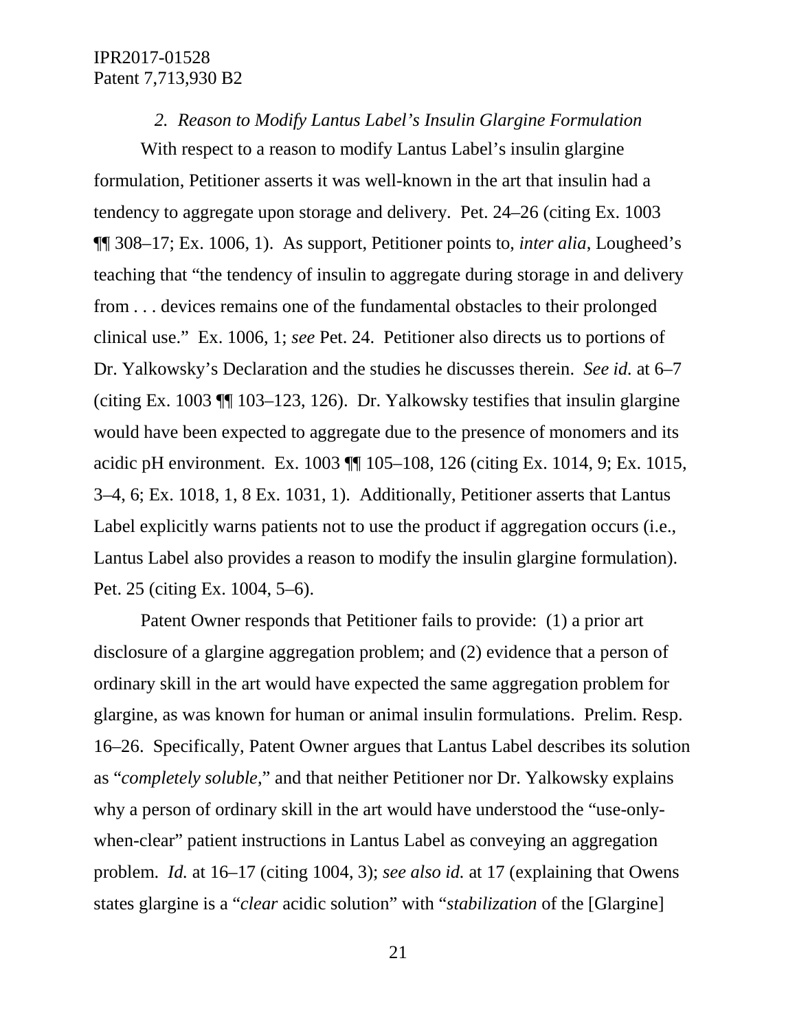*2. Reason to Modify Lantus Label's Insulin Glargine Formulation*

With respect to a reason to modify Lantus Label's insulin glargine formulation, Petitioner asserts it was well-known in the art that insulin had a tendency to aggregate upon storage and delivery. Pet. 24–26 (citing Ex. 1003 ¶¶ 308–17; Ex. 1006, 1). As support, Petitioner points to, *inter alia*, Lougheed's teaching that "the tendency of insulin to aggregate during storage in and delivery from . . . devices remains one of the fundamental obstacles to their prolonged clinical use." Ex. 1006, 1; *see* Pet. 24. Petitioner also directs us to portions of Dr. Yalkowsky's Declaration and the studies he discusses therein. *See id.* at 6–7 (citing Ex. 1003 ¶¶ 103–123, 126). Dr. Yalkowsky testifies that insulin glargine would have been expected to aggregate due to the presence of monomers and its acidic pH environment. Ex. 1003 ¶¶ 105–108, 126 (citing Ex. 1014, 9; Ex. 1015, 3–4, 6; Ex. 1018, 1, 8 Ex. 1031, 1). Additionally, Petitioner asserts that Lantus Label explicitly warns patients not to use the product if aggregation occurs (i.e., Lantus Label also provides a reason to modify the insulin glargine formulation). Pet. 25 (citing Ex. 1004, 5–6).

Patent Owner responds that Petitioner fails to provide: (1) a prior art disclosure of a glargine aggregation problem; and (2) evidence that a person of ordinary skill in the art would have expected the same aggregation problem for glargine, as was known for human or animal insulin formulations. Prelim. Resp. 16–26. Specifically, Patent Owner argues that Lantus Label describes its solution as "*completely soluble*," and that neither Petitioner nor Dr. Yalkowsky explains why a person of ordinary skill in the art would have understood the "use-only-when-clear" patient instructions in Lantus Label as conveying an aggregation problem. *Id.* at 16–17 (citing 1004, 3); *see also id.* at 17 (explaining that Owens states glargine is a "*clear* acidic solution" with "*stabilization* of the [Glargine]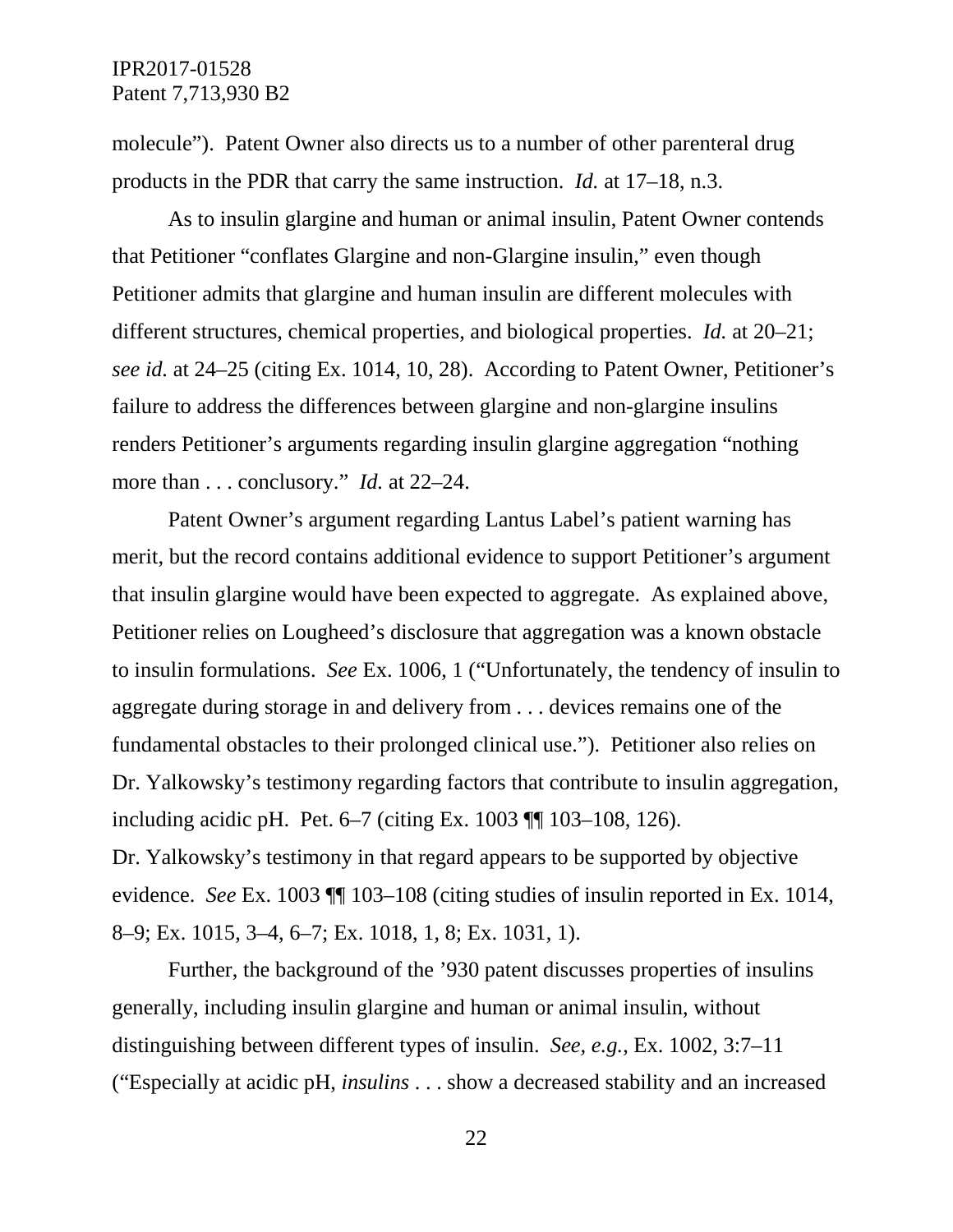molecule"). Patent Owner also directs us to a number of other parenteral drug products in the PDR that carry the same instruction. *Id.* at 17–18, n.3.

As to insulin glargine and human or animal insulin, Patent Owner contends that Petitioner "conflates Glargine and non-Glargine insulin," even though Petitioner admits that glargine and human insulin are different molecules with different structures, chemical properties, and biological properties. *Id.* at 20–21; *see id.* at 24–25 (citing Ex. 1014, 10, 28). According to Patent Owner, Petitioner's failure to address the differences between glargine and non-glargine insulins renders Petitioner's arguments regarding insulin glargine aggregation "nothing more than . . . conclusory." *Id.* at 22–24.

Patent Owner's argument regarding Lantus Label's patient warning has merit, but the record contains additional evidence to support Petitioner's argument that insulin glargine would have been expected to aggregate. As explained above, Petitioner relies on Lougheed's disclosure that aggregation was a known obstacle to insulin formulations. *See* Ex. 1006, 1 ("Unfortunately, the tendency of insulin to aggregate during storage in and delivery from . . . devices remains one of the fundamental obstacles to their prolonged clinical use."). Petitioner also relies on Dr. Yalkowsky's testimony regarding factors that contribute to insulin aggregation, including acidic pH. Pet. 6–7 (citing Ex. 1003 ¶¶ 103–108, 126). Dr. Yalkowsky's testimony in that regard appears to be supported by objective evidence. *See* Ex. 1003 ¶¶ 103–108 (citing studies of insulin reported in Ex. 1014, 8–9; Ex. 1015, 3–4, 6–7; Ex. 1018, 1, 8; Ex. 1031, 1).

Further, the background of the '930 patent discusses properties of insulins generally, including insulin glargine and human or animal insulin, without distinguishing between different types of insulin. *See, e.g.*, Ex. 1002, 3:7–11 ("Especially at acidic pH, *insulins* . . . show a decreased stability and an increased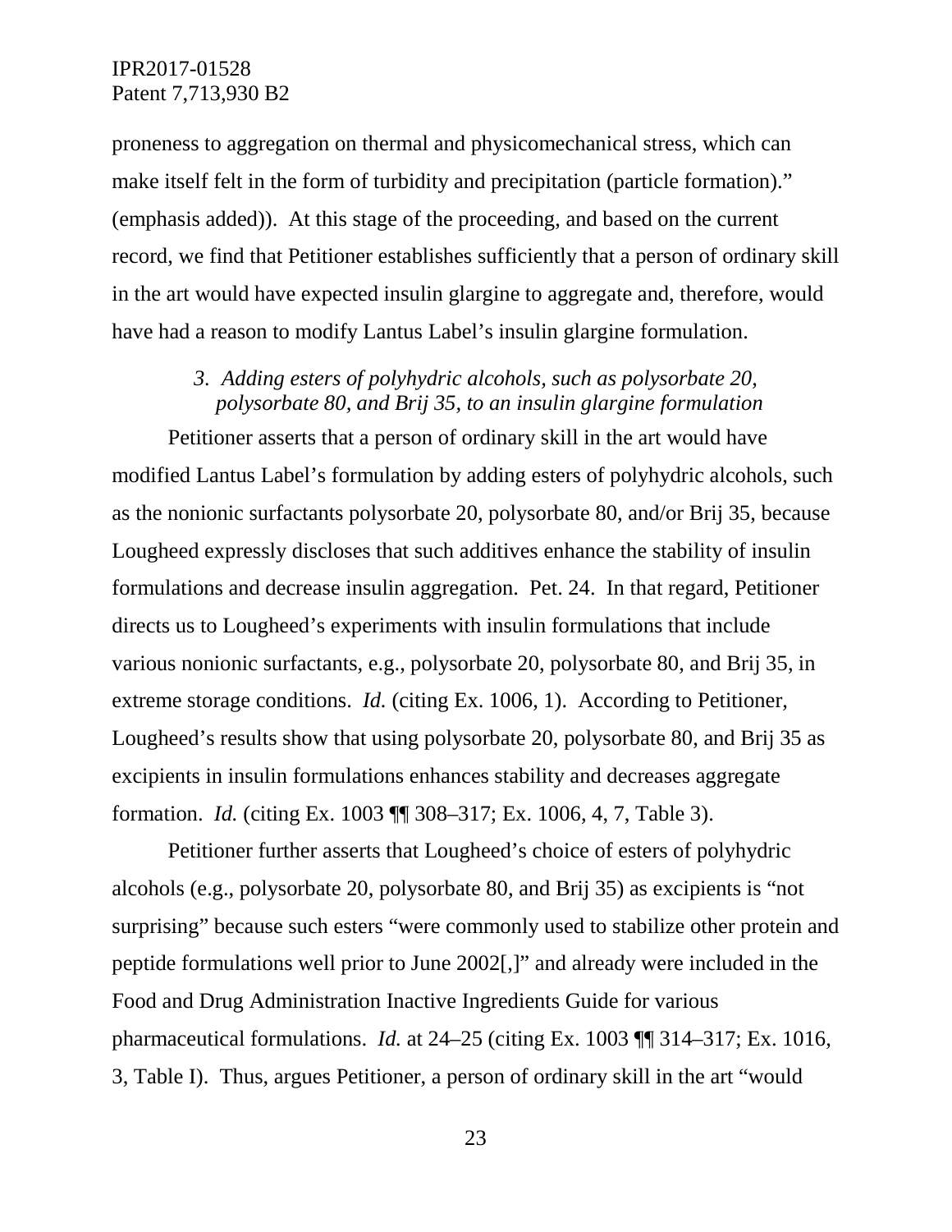proneness to aggregation on thermal and physicomechanical stress, which can make itself felt in the form of turbidity and precipitation (particle formation)." (emphasis added)). At this stage of the proceeding, and based on the current record, we find that Petitioner establishes sufficiently that a person of ordinary skill in the art would have expected insulin glargine to aggregate and, therefore, would have had a reason to modify Lantus Label's insulin glargine formulation.

### *3. Adding esters of polyhydric alcohols, such as polysorbate 20, polysorbate 80, and Brij 35, to an insulin glargine formulation*

Petitioner asserts that a person of ordinary skill in the art would have modified Lantus Label's formulation by adding esters of polyhydric alcohols, such as the nonionic surfactants polysorbate 20, polysorbate 80, and/or Brij 35, because Lougheed expressly discloses that such additives enhance the stability of insulin formulations and decrease insulin aggregation. Pet. 24. In that regard, Petitioner directs us to Lougheed's experiments with insulin formulations that include various nonionic surfactants, e.g., polysorbate 20, polysorbate 80, and Brij 35, in extreme storage conditions. *Id.* (citing Ex. 1006, 1). According to Petitioner, Lougheed's results show that using polysorbate 20, polysorbate 80, and Brij 35 as excipients in insulin formulations enhances stability and decreases aggregate formation. *Id.* (citing Ex. 1003 ¶¶ 308–317; Ex. 1006, 4, 7, Table 3).

Petitioner further asserts that Lougheed's choice of esters of polyhydric alcohols (e.g., polysorbate 20, polysorbate 80, and Brij 35) as excipients is "not surprising" because such esters "were commonly used to stabilize other protein and peptide formulations well prior to June 2002[,]" and already were included in the Food and Drug Administration Inactive Ingredients Guide for various pharmaceutical formulations. *Id.* at 24–25 (citing Ex. 1003 ¶¶ 314–317; Ex. 1016, 3, Table I). Thus, argues Petitioner, a person of ordinary skill in the art "would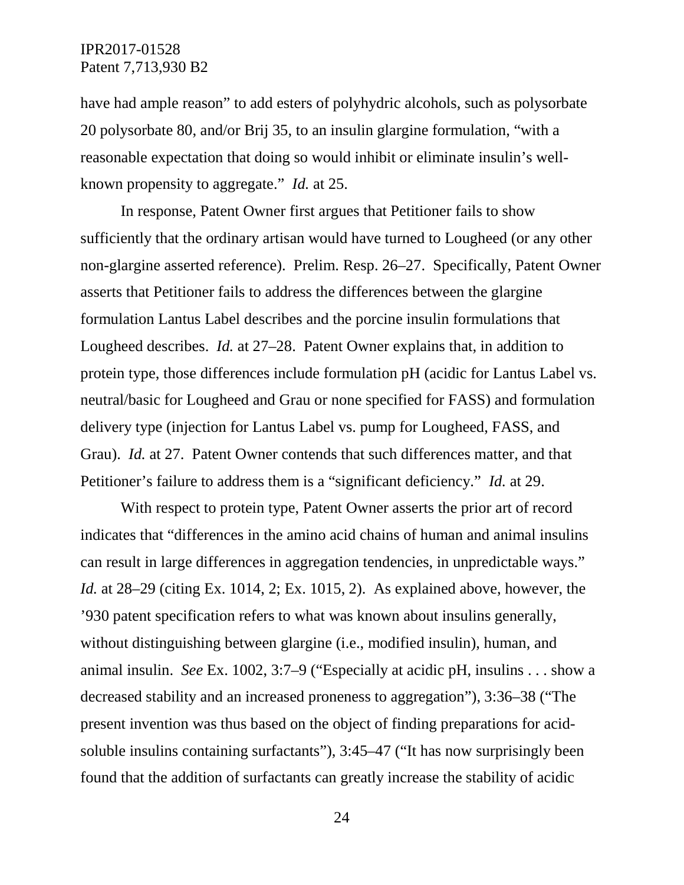have had ample reason" to add esters of polyhydric alcohols, such as polysorbate 20 polysorbate 80, and/or Brij 35, to an insulin glargine formulation, "with a reasonable expectation that doing so would inhibit or eliminate insulin's well-known propensity to aggregate." *Id.* at 25.

In response, Patent Owner first argues that Petitioner fails to show sufficiently that the ordinary artisan would have turned to Lougheed (or any other non-glargine asserted reference). Prelim. Resp. 26–27. Specifically, Patent Owner asserts that Petitioner fails to address the differences between the glargine formulation Lantus Label describes and the porcine insulin formulations that Lougheed describes. *Id.* at 27–28. Patent Owner explains that, in addition to protein type, those differences include formulation pH (acidic for Lantus Label vs. neutral/basic for Lougheed and Grau or none specified for FASS) and formulation delivery type (injection for Lantus Label vs. pump for Lougheed, FASS, and Grau). *Id.* at 27. Patent Owner contends that such differences matter, and that Petitioner's failure to address them is a "significant deficiency." *Id.* at 29.

With respect to protein type, Patent Owner asserts the prior art of record indicates that "differences in the amino acid chains of human and animal insulins can result in large differences in aggregation tendencies, in unpredictable ways." *Id.* at 28–29 (citing Ex. 1014, 2; Ex. 1015, 2). As explained above, however, the '930 patent specification refers to what was known about insulins generally, without distinguishing between glargine (i.e., modified insulin), human, and animal insulin. *See* Ex. 1002, 3:7–9 ("Especially at acidic pH, insulins . . . show a decreased stability and an increased proneness to aggregation"), 3:36–38 ("The present invention was thus based on the object of finding preparations for acid-soluble insulins containing surfactants"), 3:45–47 ("It has now surprisingly been found that the addition of surfactants can greatly increase the stability of acidic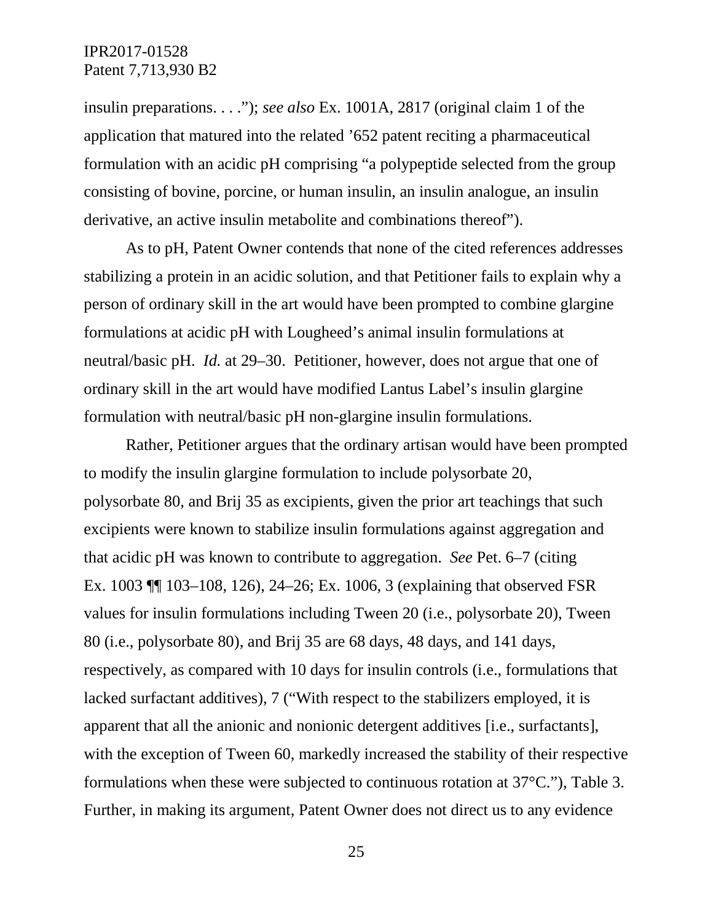insulin preparations. . . ."); *see also* Ex. 1001A, 2817 (original claim 1 of the application that matured into the related '652 patent reciting a pharmaceutical formulation with an acidic pH comprising "a polypeptide selected from the group consisting of bovine, porcine, or human insulin, an insulin analogue, an insulin derivative, an active insulin metabolite and combinations thereof").

As to pH, Patent Owner contends that none of the cited references addresses stabilizing a protein in an acidic solution, and that Petitioner fails to explain why a person of ordinary skill in the art would have been prompted to combine glargine formulations at acidic pH with Lougheed's animal insulin formulations at neutral/basic pH. *Id.* at 29–30. Petitioner, however, does not argue that one of ordinary skill in the art would have modified Lantus Label's insulin glargine formulation with neutral/basic pH non-glargine insulin formulations.

Rather, Petitioner argues that the ordinary artisan would have been prompted to modify the insulin glargine formulation to include polysorbate 20, polysorbate 80, and Brij 35 as excipients, given the prior art teachings that such excipients were known to stabilize insulin formulations against aggregation and that acidic pH was known to contribute to aggregation. *See* Pet. 6–7 (citing Ex. 1003 ¶¶ 103–108, 126), 24–26; Ex. 1006, 3 (explaining that observed FSR values for insulin formulations including Tween 20 (i.e., polysorbate 20), Tween 80 (i.e., polysorbate 80), and Brij 35 are 68 days, 48 days, and 141 days, respectively, as compared with 10 days for insulin controls (i.e., formulations that lacked surfactant additives), 7 ("With respect to the stabilizers employed, it is apparent that all the anionic and nonionic detergent additives [i.e., surfactants], with the exception of Tween 60, markedly increased the stability of their respective formulations when these were subjected to continuous rotation at 37°C."), Table 3. Further, in making its argument, Patent Owner does not direct us to any evidence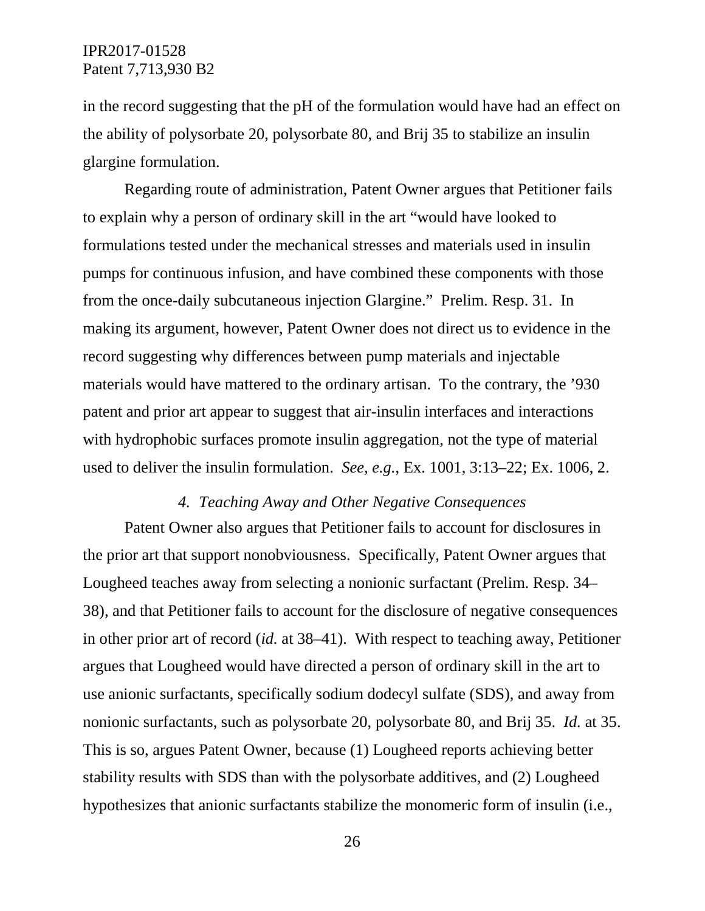in the record suggesting that the pH of the formulation would have had an effect on the ability of polysorbate 20, polysorbate 80, and Brij 35 to stabilize an insulin glargine formulation.

Regarding route of administration, Patent Owner argues that Petitioner fails to explain why a person of ordinary skill in the art "would have looked to formulations tested under the mechanical stresses and materials used in insulin pumps for continuous infusion, and have combined these components with those from the once-daily subcutaneous injection Glargine." Prelim. Resp. 31. In making its argument, however, Patent Owner does not direct us to evidence in the record suggesting why differences between pump materials and injectable materials would have mattered to the ordinary artisan. To the contrary, the '930 patent and prior art appear to suggest that air-insulin interfaces and interactions with hydrophobic surfaces promote insulin aggregation, not the type of material used to deliver the insulin formulation. *See, e.g.*, Ex. 1001, 3:13–22; Ex. 1006, 2.

### *4. Teaching Away and Other Negative Consequences*

Patent Owner also argues that Petitioner fails to account for disclosures in the prior art that support nonobviousness. Specifically, Patent Owner argues that Lougheed teaches away from selecting a nonionic surfactant (Prelim. Resp. 34–38), and that Petitioner fails to account for the disclosure of negative consequences in other prior art of record (*id.* at 38–41). With respect to teaching away, Petitioner argues that Lougheed would have directed a person of ordinary skill in the art to use anionic surfactants, specifically sodium dodecyl sulfate (SDS), and away from nonionic surfactants, such as polysorbate 20, polysorbate 80, and Brij 35. *Id.* at 35. This is so, argues Patent Owner, because (1) Lougheed reports achieving better stability results with SDS than with the polysorbate additives, and (2) Lougheed hypothesizes that anionic surfactants stabilize the monomeric form of insulin (i.e.,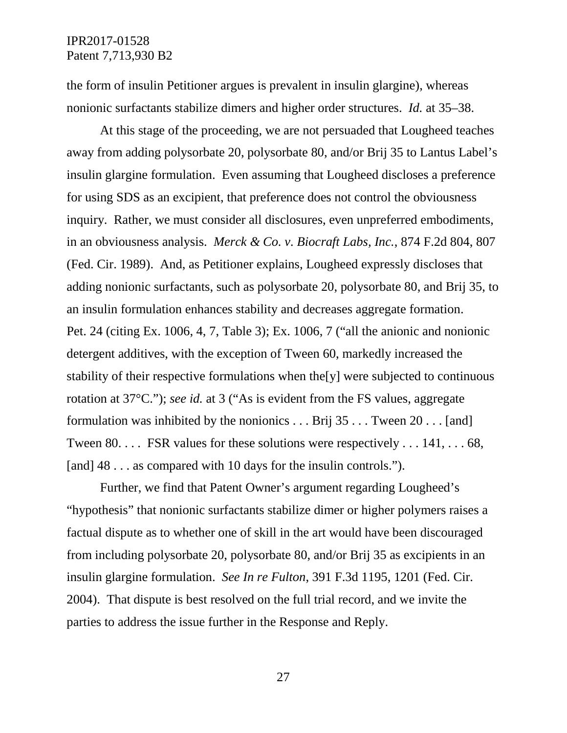the form of insulin Petitioner argues is prevalent in insulin glargine), whereas nonionic surfactants stabilize dimers and higher order structures. *Id.* at 35–38.

At this stage of the proceeding, we are not persuaded that Lougheed teaches away from adding polysorbate 20, polysorbate 80, and/or Brij 35 to Lantus Label's insulin glargine formulation. Even assuming that Lougheed discloses a preference for using SDS as an excipient, that preference does not control the obviousness inquiry. Rather, we must consider all disclosures, even unpreferred embodiments, in an obviousness analysis. *Merck & Co. v. Biocraft Labs, Inc.*, 874 F.2d 804, 807 (Fed. Cir. 1989). And, as Petitioner explains, Lougheed expressly discloses that adding nonionic surfactants, such as polysorbate 20, polysorbate 80, and Brij 35, to an insulin formulation enhances stability and decreases aggregate formation. Pet. 24 (citing Ex. 1006, 4, 7, Table 3); Ex. 1006, 7 ("all the anionic and nonionic detergent additives, with the exception of Tween 60, markedly increased the stability of their respective formulations when the[y] were subjected to continuous rotation at 37°C."); *see id.* at 3 ("As is evident from the FS values, aggregate formulation was inhibited by the nonionics . . . Brij 35 . . . Tween 20 . . . [and] Tween 80. . . . FSR values for these solutions were respectively . . . 141, . . . 68, [and] 48 . . . as compared with 10 days for the insulin controls.").

Further, we find that Patent Owner's argument regarding Lougheed's "hypothesis" that nonionic surfactants stabilize dimer or higher polymers raises a factual dispute as to whether one of skill in the art would have been discouraged from including polysorbate 20, polysorbate 80, and/or Brij 35 as excipients in an insulin glargine formulation. *See In re Fulton*, 391 F.3d 1195, 1201 (Fed. Cir. 2004). That dispute is best resolved on the full trial record, and we invite the parties to address the issue further in the Response and Reply.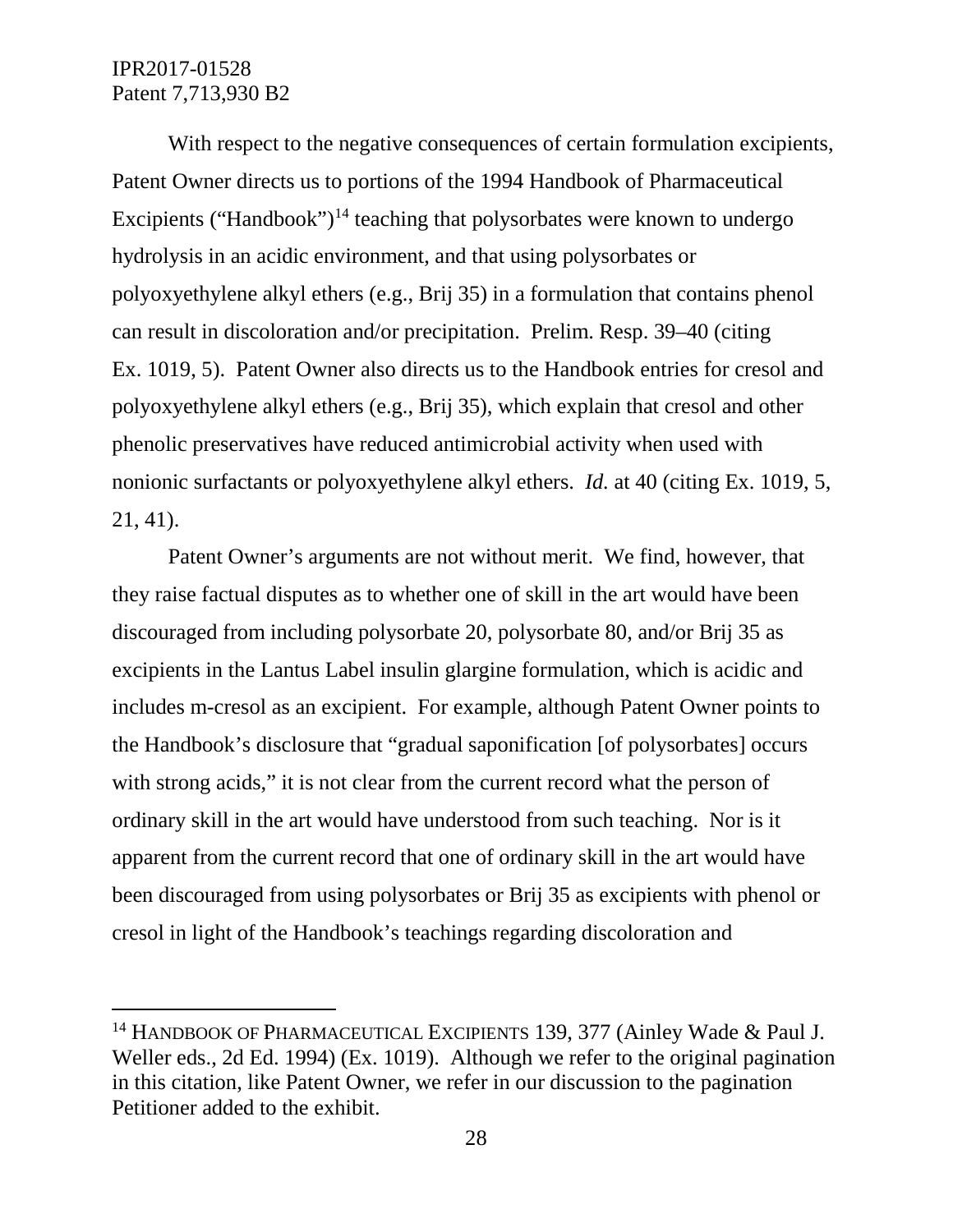With respect to the negative consequences of certain formulation excipients, Patent Owner directs us to portions of the 1994 Handbook of Pharmaceutical Excipients ("Handbook")[14] teaching that polysorbates were known to undergo hydrolysis in an acidic environment, and that using polysorbates or polyoxyethylene alkyl ethers (e.g., Brij 35) in a formulation that contains phenol can result in discoloration and/or precipitation. Prelim. Resp. 39–40 (citing Ex. 1019, 5). Patent Owner also directs us to the Handbook entries for cresol and polyoxyethylene alkyl ethers (e.g., Brij 35), which explain that cresol and other phenolic preservatives have reduced antimicrobial activity when used with nonionic surfactants or polyoxyethylene alkyl ethers. *Id.* at 40 (citing Ex. 1019, 5, 21, 41).

Patent Owner's arguments are not without merit. We find, however, that they raise factual disputes as to whether one of skill in the art would have been discouraged from including polysorbate 20, polysorbate 80, and/or Brij 35 as excipients in the Lantus Label insulin glargine formulation, which is acidic and includes m-cresol as an excipient. For example, although Patent Owner points to the Handbook's disclosure that "gradual saponification [of polysorbates] occurs with strong acids," it is not clear from the current record what the person of ordinary skill in the art would have understood from such teaching. Nor is it apparent from the current record that one of ordinary skill in the art would have been discouraged from using polysorbates or Brij 35 as excipients with phenol or cresol in light of the Handbook's teachings regarding discoloration and

---

[14] HANDBOOK OF PHARMACEUTICAL EXCIPIENTS 139, 377 (Ainley Wade & Paul J. Weller eds., 2d Ed. 1994) (Ex. 1019). Although we refer to the original pagination in this citation, like Patent Owner, we refer in our discussion to the pagination Petitioner added to the exhibit.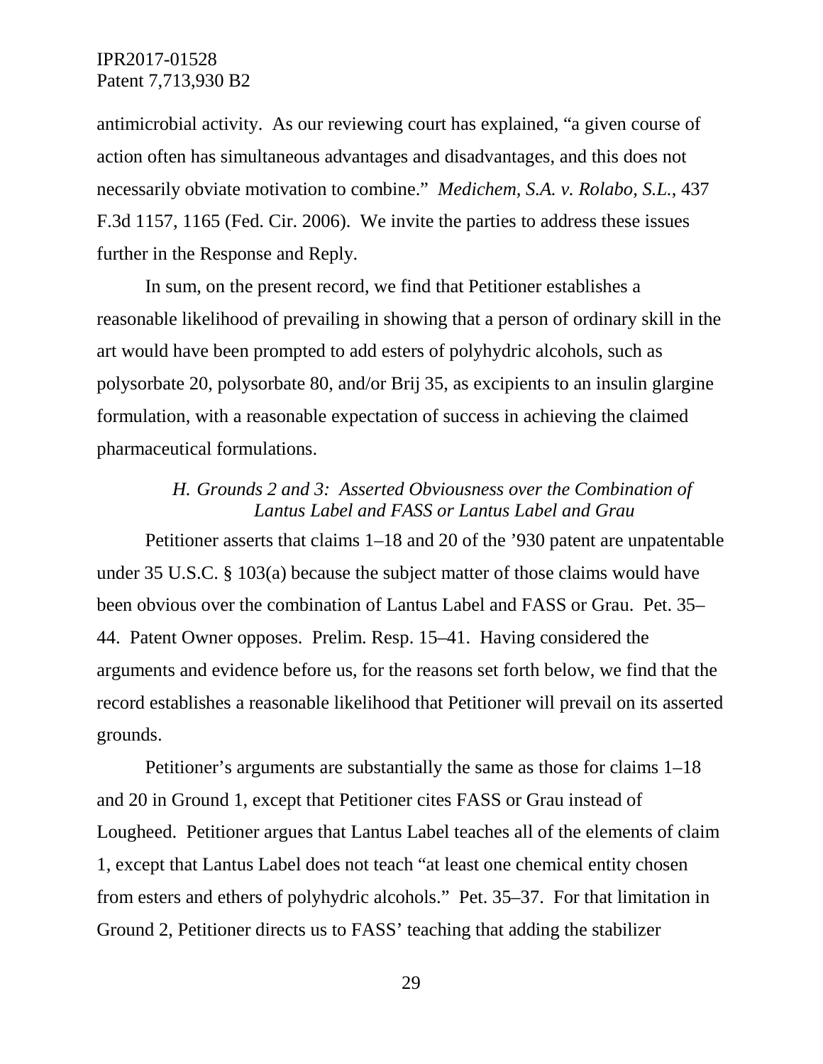antimicrobial activity. As our reviewing court has explained, "a given course of action often has simultaneous advantages and disadvantages, and this does not necessarily obviate motivation to combine." *Medichem, S.A. v. Rolabo, S.L.*, 437 F.3d 1157, 1165 (Fed. Cir. 2006). We invite the parties to address these issues further in the Response and Reply.

In sum, on the present record, we find that Petitioner establishes a reasonable likelihood of prevailing in showing that a person of ordinary skill in the art would have been prompted to add esters of polyhydric alcohols, such as polysorbate 20, polysorbate 80, and/or Brij 35, as excipients to an insulin glargine formulation, with a reasonable expectation of success in achieving the claimed pharmaceutical formulations.

### *H. Grounds 2 and 3: Asserted Obviousness over the Combination of Lantus Label and FASS or Lantus Label and Grau*

Petitioner asserts that claims 1–18 and 20 of the '930 patent are unpatentable under 35 U.S.C. § 103(a) because the subject matter of those claims would have been obvious over the combination of Lantus Label and FASS or Grau. Pet. 35–44. Patent Owner opposes. Prelim. Resp. 15–41. Having considered the arguments and evidence before us, for the reasons set forth below, we find that the record establishes a reasonable likelihood that Petitioner will prevail on its asserted grounds.

Petitioner's arguments are substantially the same as those for claims 1–18 and 20 in Ground 1, except that Petitioner cites FASS or Grau instead of Lougheed. Petitioner argues that Lantus Label teaches all of the elements of claim 1, except that Lantus Label does not teach "at least one chemical entity chosen from esters and ethers of polyhydric alcohols." Pet. 35–37. For that limitation in Ground 2, Petitioner directs us to FASS' teaching that adding the stabilizer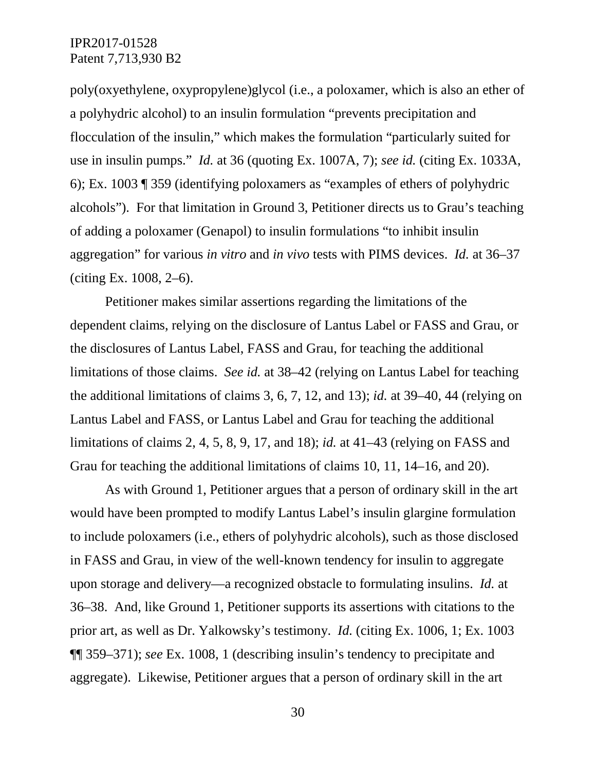poly(oxyethylene, oxypropylene)glycol (i.e., a poloxamer, which is also an ether of a polyhydric alcohol) to an insulin formulation "prevents precipitation and flocculation of the insulin," which makes the formulation "particularly suited for use in insulin pumps." *Id.* at 36 (quoting Ex. 1007A, 7); *see id.* (citing Ex. 1033A, 6); Ex. 1003 ¶ 359 (identifying poloxamers as "examples of ethers of polyhydric alcohols"). For that limitation in Ground 3, Petitioner directs us to Grau's teaching of adding a poloxamer (Genapol) to insulin formulations "to inhibit insulin aggregation" for various *in vitro* and *in vivo* tests with PIMS devices. *Id.* at 36–37 (citing Ex. 1008, 2–6).

Petitioner makes similar assertions regarding the limitations of the dependent claims, relying on the disclosure of Lantus Label or FASS and Grau, or the disclosures of Lantus Label, FASS and Grau, for teaching the additional limitations of those claims. *See id.* at 38–42 (relying on Lantus Label for teaching the additional limitations of claims 3, 6, 7, 12, and 13); *id.* at 39–40, 44 (relying on Lantus Label and FASS, or Lantus Label and Grau for teaching the additional limitations of claims 2, 4, 5, 8, 9, 17, and 18); *id.* at 41–43 (relying on FASS and Grau for teaching the additional limitations of claims 10, 11, 14–16, and 20).

As with Ground 1, Petitioner argues that a person of ordinary skill in the art would have been prompted to modify Lantus Label's insulin glargine formulation to include poloxamers (i.e., ethers of polyhydric alcohols), such as those disclosed in FASS and Grau, in view of the well-known tendency for insulin to aggregate upon storage and delivery—a recognized obstacle to formulating insulins. *Id.* at 36–38. And, like Ground 1, Petitioner supports its assertions with citations to the prior art, as well as Dr. Yalkowsky's testimony. *Id.* (citing Ex. 1006, 1; Ex. 1003 ¶¶ 359–371); *see* Ex. 1008, 1 (describing insulin's tendency to precipitate and aggregate). Likewise, Petitioner argues that a person of ordinary skill in the art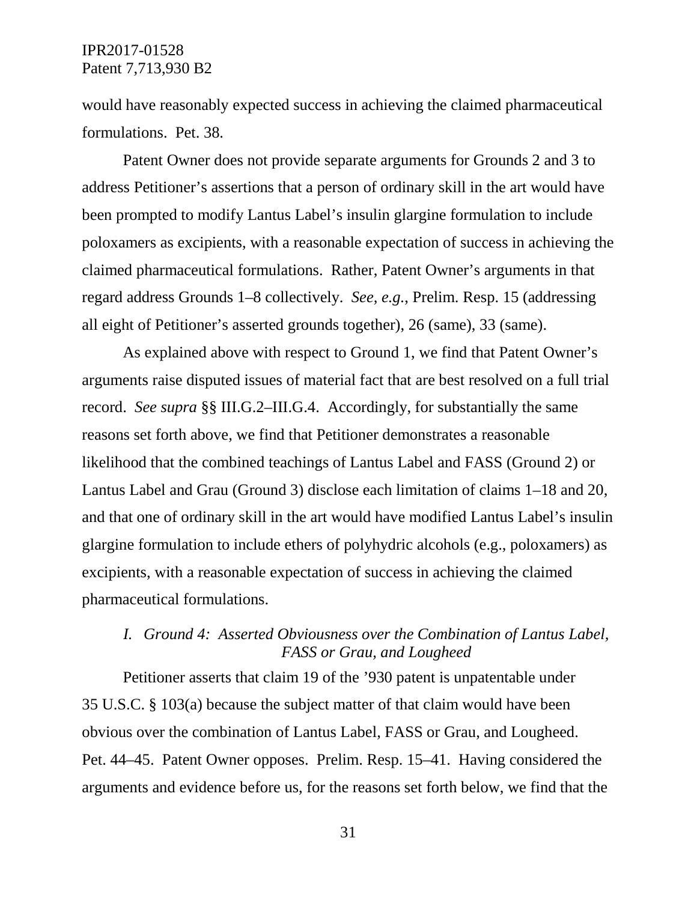would have reasonably expected success in achieving the claimed pharmaceutical formulations. Pet. 38.

Patent Owner does not provide separate arguments for Grounds 2 and 3 to address Petitioner's assertions that a person of ordinary skill in the art would have been prompted to modify Lantus Label's insulin glargine formulation to include poloxamers as excipients, with a reasonable expectation of success in achieving the claimed pharmaceutical formulations. Rather, Patent Owner's arguments in that regard address Grounds 1–8 collectively. *See, e.g.*, Prelim. Resp. 15 (addressing all eight of Petitioner's asserted grounds together), 26 (same), 33 (same).

As explained above with respect to Ground 1, we find that Patent Owner's arguments raise disputed issues of material fact that are best resolved on a full trial record. *See supra* §§ III.G.2–III.G.4. Accordingly, for substantially the same reasons set forth above, we find that Petitioner demonstrates a reasonable likelihood that the combined teachings of Lantus Label and FASS (Ground 2) or Lantus Label and Grau (Ground 3) disclose each limitation of claims 1–18 and 20, and that one of ordinary skill in the art would have modified Lantus Label's insulin glargine formulation to include ethers of polyhydric alcohols (e.g., poloxamers) as excipients, with a reasonable expectation of success in achieving the claimed pharmaceutical formulations.

### *I. Ground 4: Asserted Obviousness over the Combination of Lantus Label, FASS or Grau, and Lougheed*

Petitioner asserts that claim 19 of the '930 patent is unpatentable under 35 U.S.C. § 103(a) because the subject matter of that claim would have been obvious over the combination of Lantus Label, FASS or Grau, and Lougheed. Pet. 44–45. Patent Owner opposes. Prelim. Resp. 15–41. Having considered the arguments and evidence before us, for the reasons set forth below, we find that the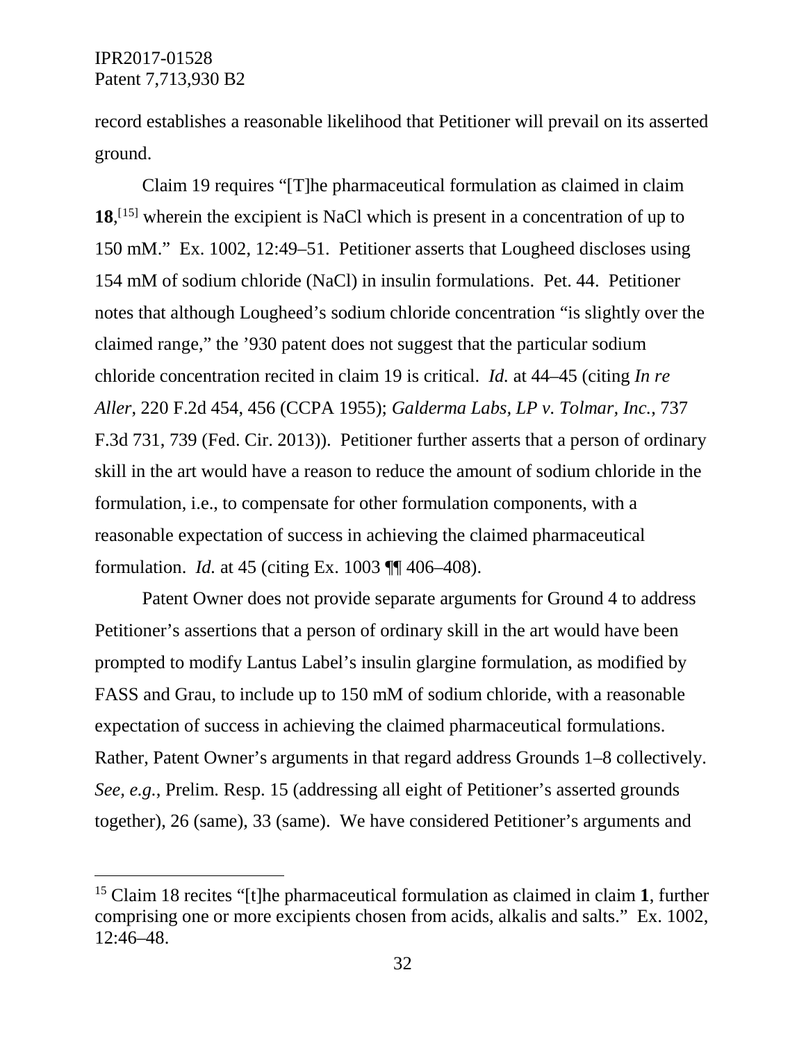record establishes a reasonable likelihood that Petitioner will prevail on its asserted ground.

Claim 19 requires "[T]he pharmaceutical formulation as claimed in claim **18**,[15] wherein the excipient is NaCl which is present in a concentration of up to 150 mM." Ex. 1002, 12:49–51. Petitioner asserts that Lougheed discloses using 154 mM of sodium chloride (NaCl) in insulin formulations. Pet. 44. Petitioner notes that although Lougheed's sodium chloride concentration "is slightly over the claimed range," the '930 patent does not suggest that the particular sodium chloride concentration recited in claim 19 is critical. *Id.* at 44–45 (citing *In re Aller*, 220 F.2d 454, 456 (CCPA 1955); *Galderma Labs, LP v. Tolmar, Inc.*, 737 F.3d 731, 739 (Fed. Cir. 2013)). Petitioner further asserts that a person of ordinary skill in the art would have a reason to reduce the amount of sodium chloride in the formulation, i.e., to compensate for other formulation components, with a reasonable expectation of success in achieving the claimed pharmaceutical formulation. *Id.* at 45 (citing Ex. 1003 ¶¶ 406–408).

Patent Owner does not provide separate arguments for Ground 4 to address Petitioner's assertions that a person of ordinary skill in the art would have been prompted to modify Lantus Label's insulin glargine formulation, as modified by FASS and Grau, to include up to 150 mM of sodium chloride, with a reasonable expectation of success in achieving the claimed pharmaceutical formulations. Rather, Patent Owner's arguments in that regard address Grounds 1–8 collectively. *See, e.g.*, Prelim. Resp. 15 (addressing all eight of Petitioner's asserted grounds together), 26 (same), 33 (same). We have considered Petitioner's arguments and

[15] Claim 18 recites "[t]he pharmaceutical formulation as claimed in claim **1**, further comprising one or more excipients chosen from acids, alkalis and salts." Ex. 1002, 12:46–48.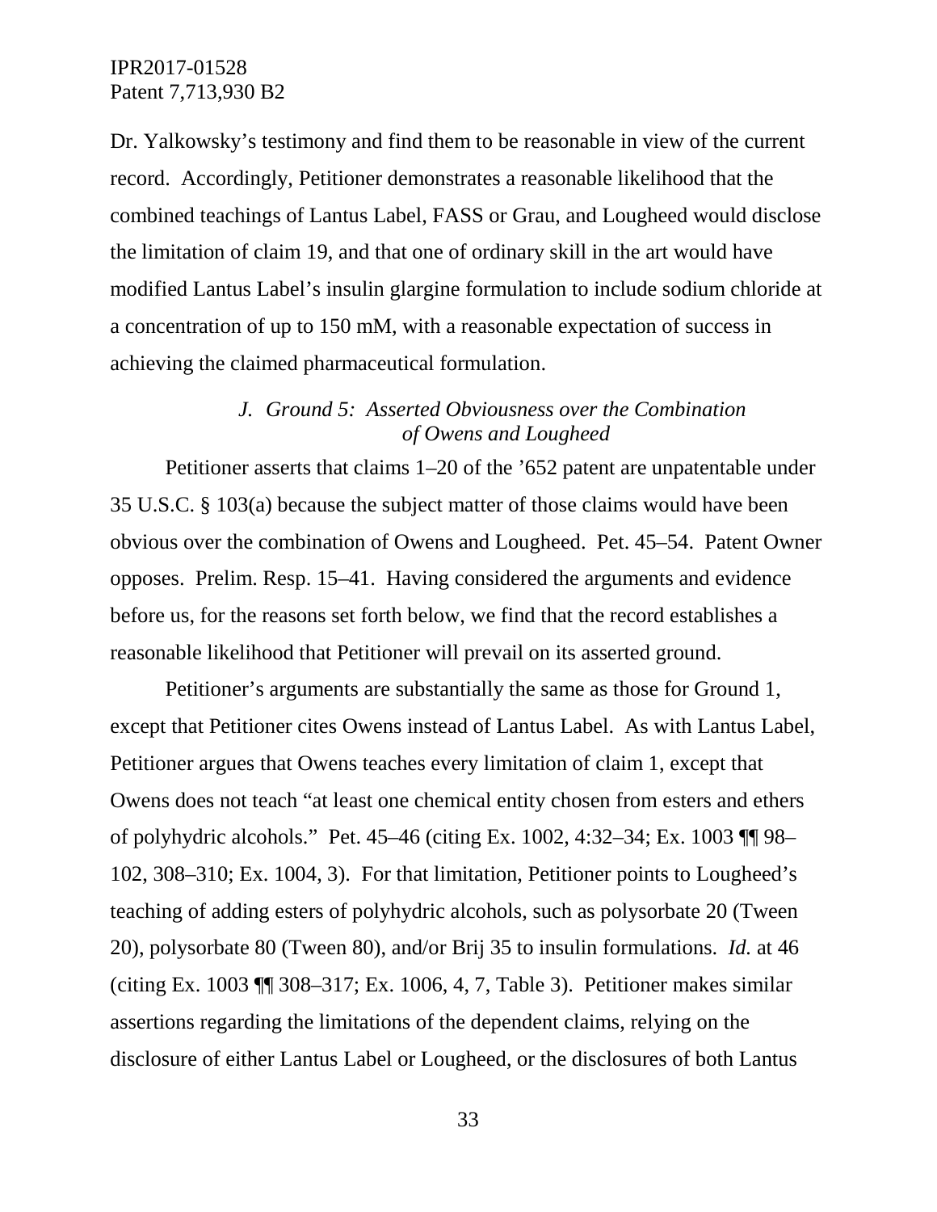Dr. Yalkowsky's testimony and find them to be reasonable in view of the current record. Accordingly, Petitioner demonstrates a reasonable likelihood that the combined teachings of Lantus Label, FASS or Grau, and Lougheed would disclose the limitation of claim 19, and that one of ordinary skill in the art would have modified Lantus Label's insulin glargine formulation to include sodium chloride at a concentration of up to 150 mM, with a reasonable expectation of success in achieving the claimed pharmaceutical formulation.

### *J. Ground 5: Asserted Obviousness over the Combination of Owens and Lougheed*

Petitioner asserts that claims 1–20 of the '652 patent are unpatentable under 35 U.S.C. § 103(a) because the subject matter of those claims would have been obvious over the combination of Owens and Lougheed. Pet. 45–54. Patent Owner opposes. Prelim. Resp. 15–41. Having considered the arguments and evidence before us, for the reasons set forth below, we find that the record establishes a reasonable likelihood that Petitioner will prevail on its asserted ground.

Petitioner's arguments are substantially the same as those for Ground 1, except that Petitioner cites Owens instead of Lantus Label. As with Lantus Label, Petitioner argues that Owens teaches every limitation of claim 1, except that Owens does not teach "at least one chemical entity chosen from esters and ethers of polyhydric alcohols." Pet. 45–46 (citing Ex. 1002, 4:32–34; Ex. 1003 ¶¶ 98–102, 308–310; Ex. 1004, 3). For that limitation, Petitioner points to Lougheed's teaching of adding esters of polyhydric alcohols, such as polysorbate 20 (Tween 20), polysorbate 80 (Tween 80), and/or Brij 35 to insulin formulations. *Id.* at 46 (citing Ex. 1003 ¶¶ 308–317; Ex. 1006, 4, 7, Table 3). Petitioner makes similar assertions regarding the limitations of the dependent claims, relying on the disclosure of either Lantus Label or Lougheed, or the disclosures of both Lantus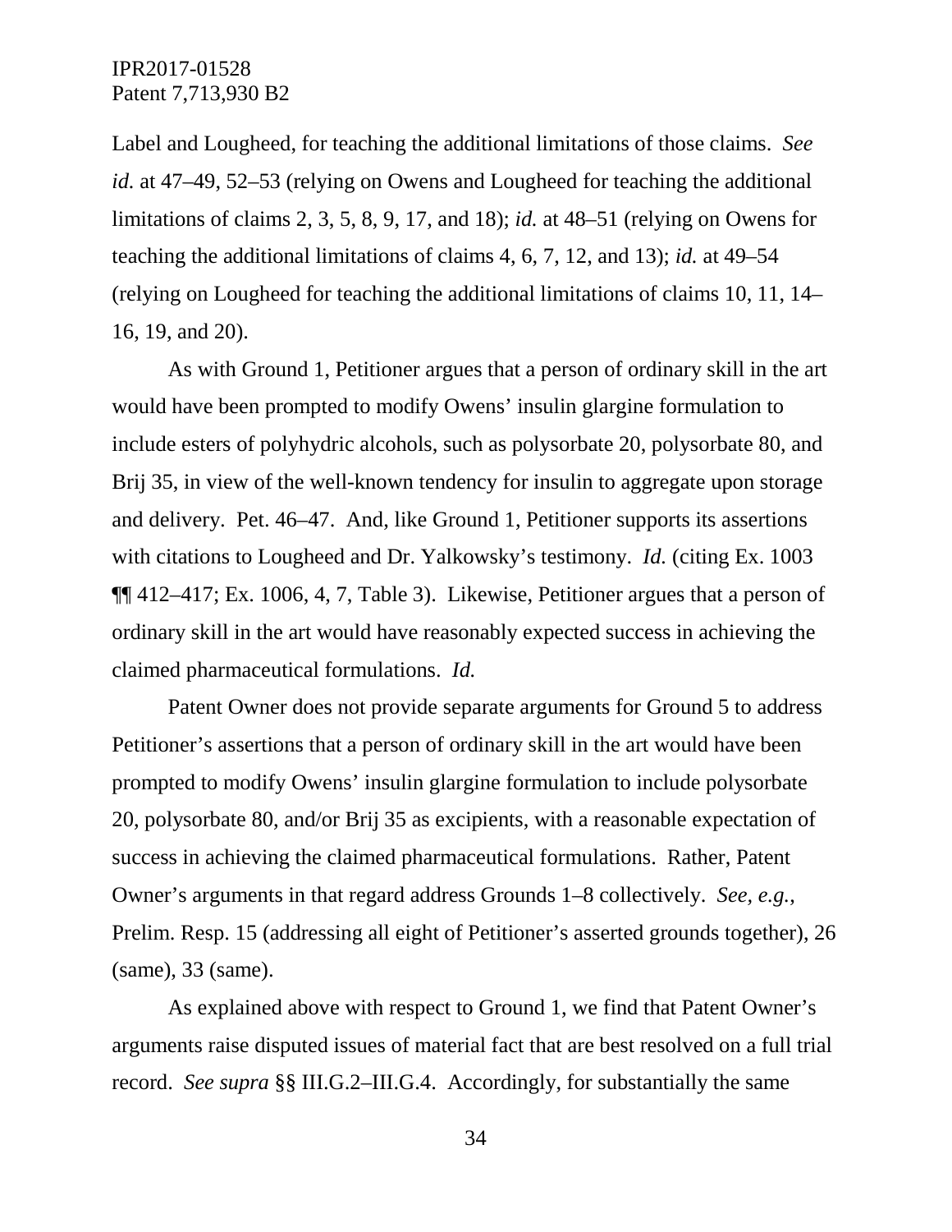Label and Lougheed, for teaching the additional limitations of those claims. *See id.* at 47–49, 52–53 (relying on Owens and Lougheed for teaching the additional limitations of claims 2, 3, 5, 8, 9, 17, and 18); *id.* at 48–51 (relying on Owens for teaching the additional limitations of claims 4, 6, 7, 12, and 13); *id.* at 49–54 (relying on Lougheed for teaching the additional limitations of claims 10, 11, 14–16, 19, and 20).

As with Ground 1, Petitioner argues that a person of ordinary skill in the art would have been prompted to modify Owens' insulin glargine formulation to include esters of polyhydric alcohols, such as polysorbate 20, polysorbate 80, and Brij 35, in view of the well-known tendency for insulin to aggregate upon storage and delivery. Pet. 46–47. And, like Ground 1, Petitioner supports its assertions with citations to Lougheed and Dr. Yalkowsky's testimony. *Id.* (citing Ex. 1003 ¶¶ 412–417; Ex. 1006, 4, 7, Table 3). Likewise, Petitioner argues that a person of ordinary skill in the art would have reasonably expected success in achieving the claimed pharmaceutical formulations. *Id.*

Patent Owner does not provide separate arguments for Ground 5 to address Petitioner's assertions that a person of ordinary skill in the art would have been prompted to modify Owens' insulin glargine formulation to include polysorbate 20, polysorbate 80, and/or Brij 35 as excipients, with a reasonable expectation of success in achieving the claimed pharmaceutical formulations. Rather, Patent Owner's arguments in that regard address Grounds 1–8 collectively. *See, e.g.*, Prelim. Resp. 15 (addressing all eight of Petitioner's asserted grounds together), 26 (same), 33 (same).

As explained above with respect to Ground 1, we find that Patent Owner's arguments raise disputed issues of material fact that are best resolved on a full trial record. *See supra* §§ III.G.2–III.G.4. Accordingly, for substantially the same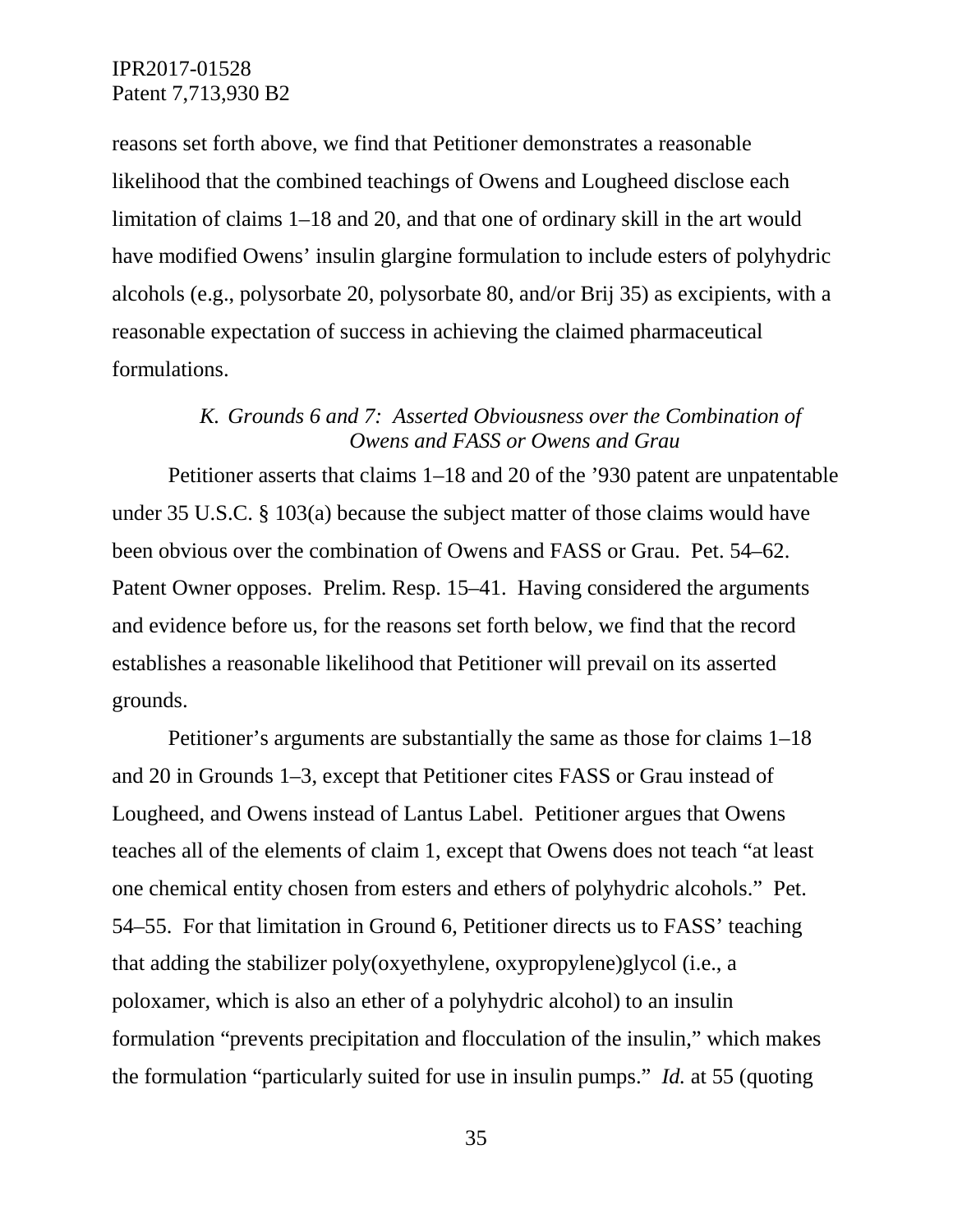reasons set forth above, we find that Petitioner demonstrates a reasonable likelihood that the combined teachings of Owens and Lougheed disclose each limitation of claims 1–18 and 20, and that one of ordinary skill in the art would have modified Owens' insulin glargine formulation to include esters of polyhydric alcohols (e.g., polysorbate 20, polysorbate 80, and/or Brij 35) as excipients, with a reasonable expectation of success in achieving the claimed pharmaceutical formulations.

### *K. Grounds 6 and 7: Asserted Obviousness over the Combination of Owens and FASS or Owens and Grau*

Petitioner asserts that claims 1–18 and 20 of the '930 patent are unpatentable under 35 U.S.C. § 103(a) because the subject matter of those claims would have been obvious over the combination of Owens and FASS or Grau. Pet. 54–62. Patent Owner opposes. Prelim. Resp. 15–41. Having considered the arguments and evidence before us, for the reasons set forth below, we find that the record establishes a reasonable likelihood that Petitioner will prevail on its asserted grounds.

Petitioner's arguments are substantially the same as those for claims 1–18 and 20 in Grounds 1–3, except that Petitioner cites FASS or Grau instead of Lougheed, and Owens instead of Lantus Label. Petitioner argues that Owens teaches all of the elements of claim 1, except that Owens does not teach "at least one chemical entity chosen from esters and ethers of polyhydric alcohols." Pet. 54–55. For that limitation in Ground 6, Petitioner directs us to FASS' teaching that adding the stabilizer poly(oxyethylene, oxypropylene)glycol (i.e., a poloxamer, which is also an ether of a polyhydric alcohol) to an insulin formulation "prevents precipitation and flocculation of the insulin," which makes the formulation "particularly suited for use in insulin pumps." *Id.* at 55 (quoting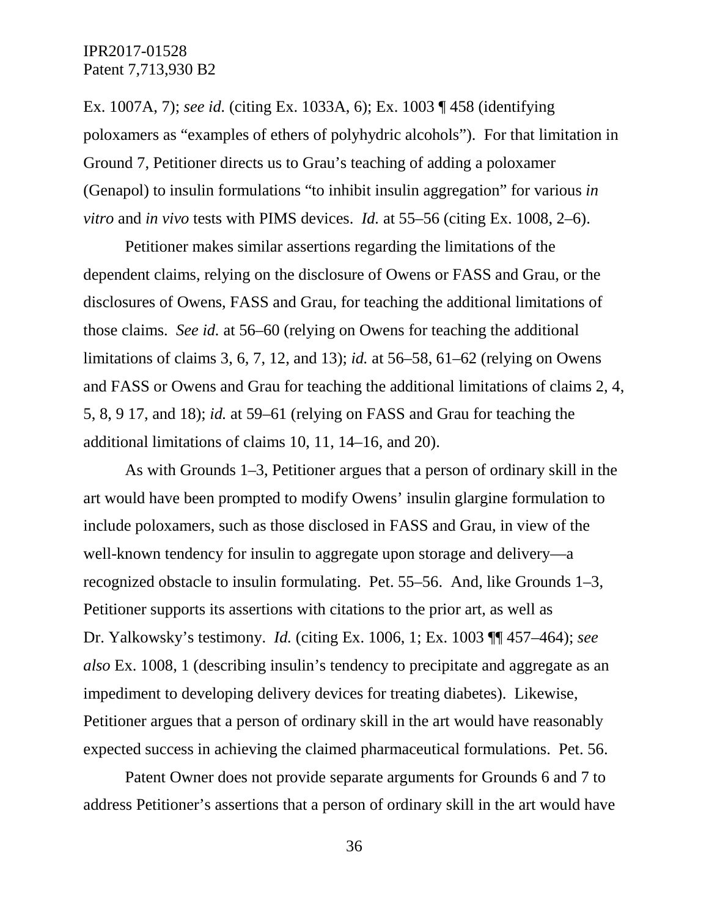Ex. 1007A, 7); *see id.* (citing Ex. 1033A, 6); Ex. 1003 ¶ 458 (identifying poloxamers as "examples of ethers of polyhydric alcohols"). For that limitation in Ground 7, Petitioner directs us to Grau's teaching of adding a poloxamer (Genapol) to insulin formulations "to inhibit insulin aggregation" for various *in vitro* and *in vivo* tests with PIMS devices. *Id.* at 55–56 (citing Ex. 1008, 2–6).

Petitioner makes similar assertions regarding the limitations of the dependent claims, relying on the disclosure of Owens or FASS and Grau, or the disclosures of Owens, FASS and Grau, for teaching the additional limitations of those claims. *See id.* at 56–60 (relying on Owens for teaching the additional limitations of claims 3, 6, 7, 12, and 13); *id.* at 56–58, 61–62 (relying on Owens and FASS or Owens and Grau for teaching the additional limitations of claims 2, 4, 5, 8, 9 17, and 18); *id.* at 59–61 (relying on FASS and Grau for teaching the additional limitations of claims 10, 11, 14–16, and 20).

As with Grounds 1–3, Petitioner argues that a person of ordinary skill in the art would have been prompted to modify Owens' insulin glargine formulation to include poloxamers, such as those disclosed in FASS and Grau, in view of the well-known tendency for insulin to aggregate upon storage and delivery—a recognized obstacle to insulin formulating. Pet. 55–56. And, like Grounds 1–3, Petitioner supports its assertions with citations to the prior art, as well as Dr. Yalkowsky's testimony. *Id.* (citing Ex. 1006, 1; Ex. 1003 ¶¶ 457–464); *see also* Ex. 1008, 1 (describing insulin's tendency to precipitate and aggregate as an impediment to developing delivery devices for treating diabetes). Likewise, Petitioner argues that a person of ordinary skill in the art would have reasonably expected success in achieving the claimed pharmaceutical formulations. Pet. 56.

Patent Owner does not provide separate arguments for Grounds 6 and 7 to address Petitioner's assertions that a person of ordinary skill in the art would have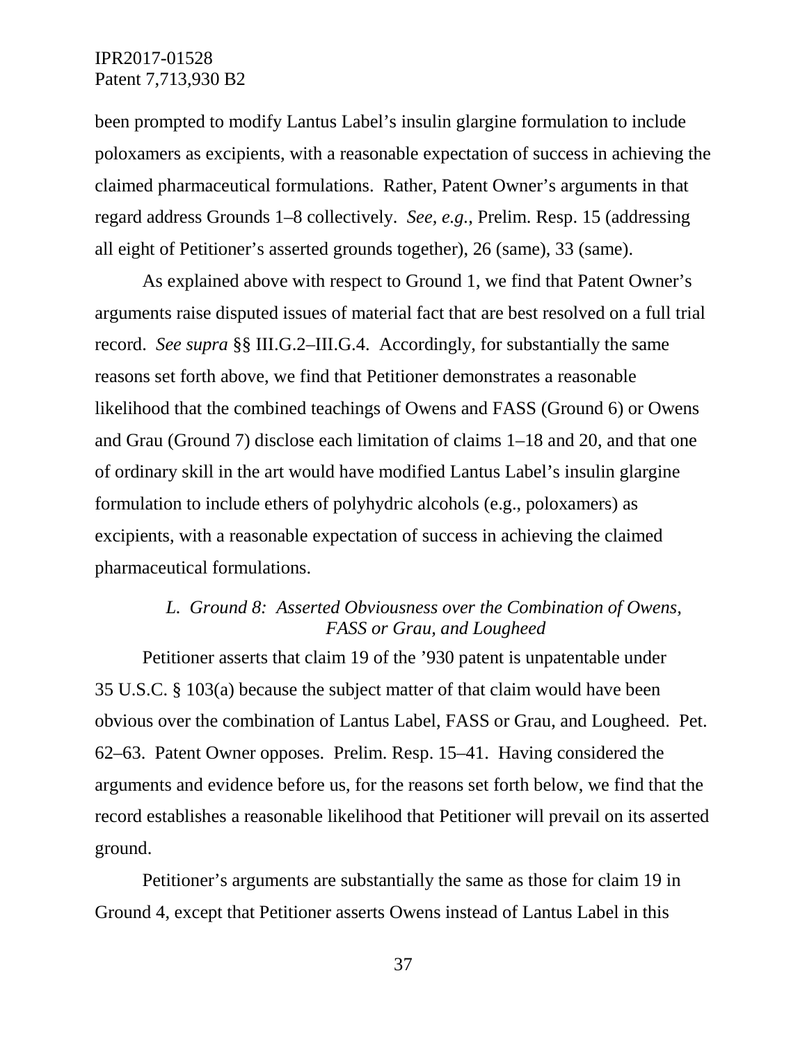been prompted to modify Lantus Label's insulin glargine formulation to include poloxamers as excipients, with a reasonable expectation of success in achieving the claimed pharmaceutical formulations. Rather, Patent Owner's arguments in that regard address Grounds 1–8 collectively. *See, e.g.*, Prelim. Resp. 15 (addressing all eight of Petitioner's asserted grounds together), 26 (same), 33 (same).

As explained above with respect to Ground 1, we find that Patent Owner's arguments raise disputed issues of material fact that are best resolved on a full trial record. *See supra* §§ III.G.2–III.G.4. Accordingly, for substantially the same reasons set forth above, we find that Petitioner demonstrates a reasonable likelihood that the combined teachings of Owens and FASS (Ground 6) or Owens and Grau (Ground 7) disclose each limitation of claims 1–18 and 20, and that one of ordinary skill in the art would have modified Lantus Label's insulin glargine formulation to include ethers of polyhydric alcohols (e.g., poloxamers) as excipients, with a reasonable expectation of success in achieving the claimed pharmaceutical formulations.

### *L. Ground 8: Asserted Obviousness over the Combination of Owens, FASS or Grau, and Lougheed*

Petitioner asserts that claim 19 of the '930 patent is unpatentable under 35 U.S.C. § 103(a) because the subject matter of that claim would have been obvious over the combination of Lantus Label, FASS or Grau, and Lougheed. Pet. 62–63. Patent Owner opposes. Prelim. Resp. 15–41. Having considered the arguments and evidence before us, for the reasons set forth below, we find that the record establishes a reasonable likelihood that Petitioner will prevail on its asserted ground.

Petitioner's arguments are substantially the same as those for claim 19 in Ground 4, except that Petitioner asserts Owens instead of Lantus Label in this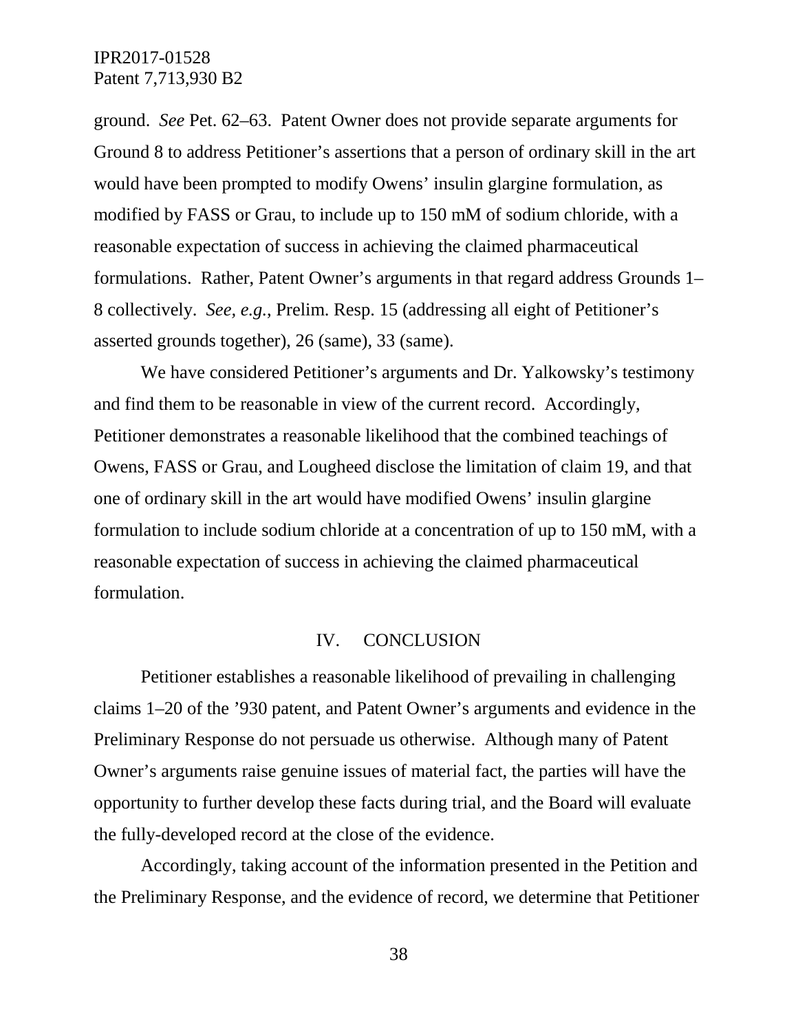ground. *See* Pet. 62–63. Patent Owner does not provide separate arguments for Ground 8 to address Petitioner's assertions that a person of ordinary skill in the art would have been prompted to modify Owens' insulin glargine formulation, as modified by FASS or Grau, to include up to 150 mM of sodium chloride, with a reasonable expectation of success in achieving the claimed pharmaceutical formulations. Rather, Patent Owner's arguments in that regard address Grounds 1–8 collectively. *See, e.g.*, Prelim. Resp. 15 (addressing all eight of Petitioner's asserted grounds together), 26 (same), 33 (same).

We have considered Petitioner's arguments and Dr. Yalkowsky's testimony and find them to be reasonable in view of the current record. Accordingly, Petitioner demonstrates a reasonable likelihood that the combined teachings of Owens, FASS or Grau, and Lougheed disclose the limitation of claim 19, and that one of ordinary skill in the art would have modified Owens' insulin glargine formulation to include sodium chloride at a concentration of up to 150 mM, with a reasonable expectation of success in achieving the claimed pharmaceutical formulation.

## IV. CONCLUSION

Petitioner establishes a reasonable likelihood of prevailing in challenging claims 1–20 of the '930 patent, and Patent Owner's arguments and evidence in the Preliminary Response do not persuade us otherwise. Although many of Patent Owner's arguments raise genuine issues of material fact, the parties will have the opportunity to further develop these facts during trial, and the Board will evaluate the fully-developed record at the close of the evidence.

Accordingly, taking account of the information presented in the Petition and the Preliminary Response, and the evidence of record, we determine that Petitioner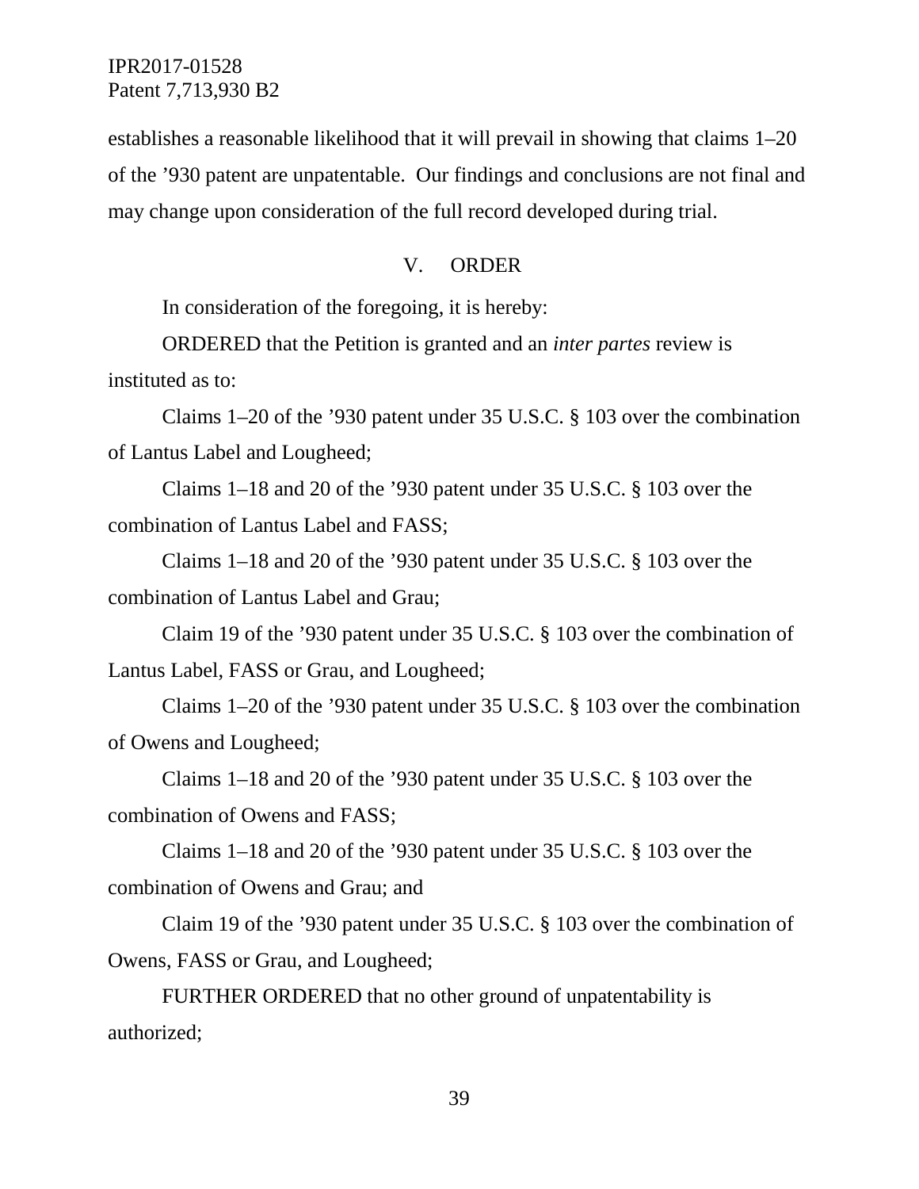establishes a reasonable likelihood that it will prevail in showing that claims 1–20 of the ’930 patent are unpatentable. Our findings and conclusions are not final and may change upon consideration of the full record developed during trial.

## V. ORDER

In consideration of the foregoing, it is hereby:

ORDERED that the Petition is granted and an *inter partes* review is instituted as to:

Claims 1–20 of the ’930 patent under 35 U.S.C. § 103 over the combination of Lantus Label and Lougheed;

Claims 1–18 and 20 of the ’930 patent under 35 U.S.C. § 103 over the combination of Lantus Label and FASS;

Claims 1–18 and 20 of the ’930 patent under 35 U.S.C. § 103 over the combination of Lantus Label and Grau;

Claim 19 of the ’930 patent under 35 U.S.C. § 103 over the combination of Lantus Label, FASS or Grau, and Lougheed;

Claims 1–20 of the ’930 patent under 35 U.S.C. § 103 over the combination of Owens and Lougheed;

Claims 1–18 and 20 of the ’930 patent under 35 U.S.C. § 103 over the combination of Owens and FASS;

Claims 1–18 and 20 of the ’930 patent under 35 U.S.C. § 103 over the combination of Owens and Grau; and

Claim 19 of the ’930 patent under 35 U.S.C. § 103 over the combination of Owens, FASS or Grau, and Lougheed;

FURTHER ORDERED that no other ground of unpatentability is authorized;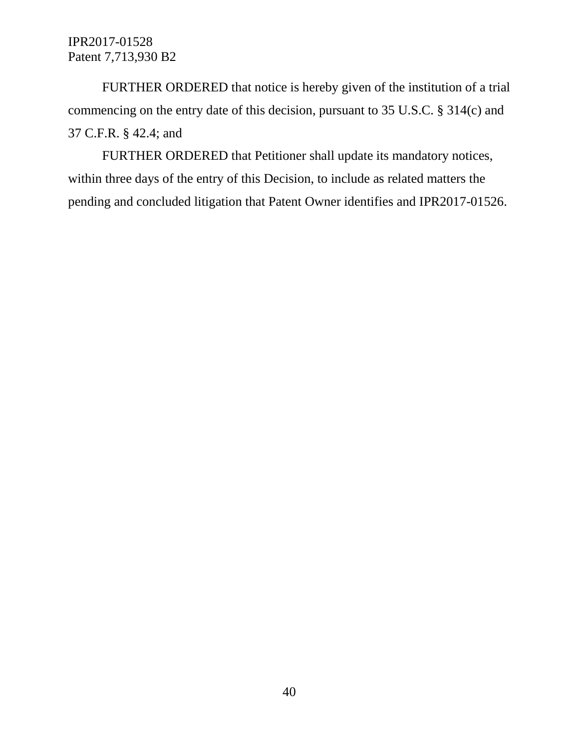FURTHER ORDERED that notice is hereby given of the institution of a trial commencing on the entry date of this decision, pursuant to 35 U.S.C. § 314(c) and 37 C.F.R. § 42.4; and

FURTHER ORDERED that Petitioner shall update its mandatory notices, within three days of the entry of this Decision, to include as related matters the pending and concluded litigation that Patent Owner identifies and IPR2017-01526.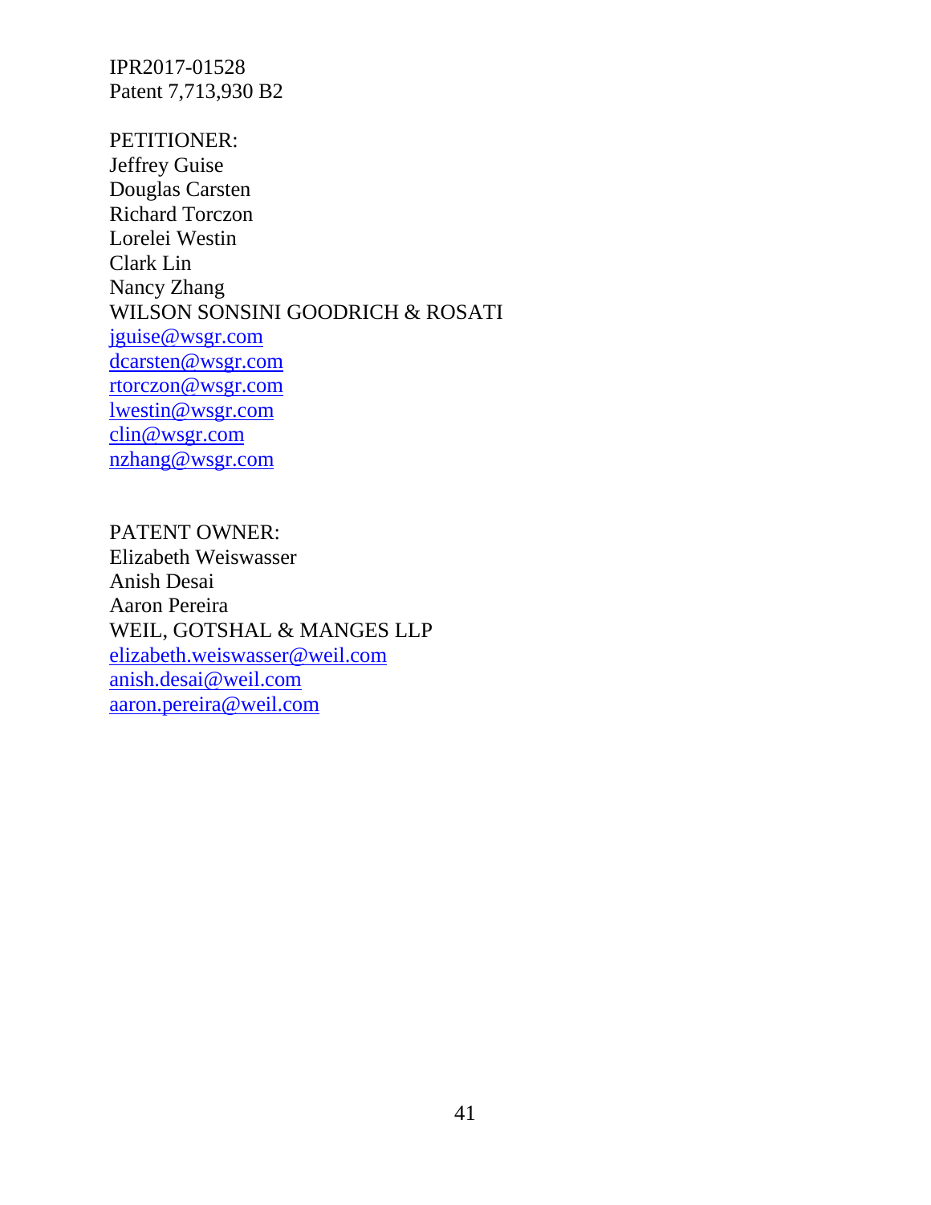IPR2017-01528
Patent 7,713,930 B2

PETITIONER:
Jeffrey Guise
Douglas Carsten
Richard Torczon
Lorelei Westin
Clark Lin
Nancy Zhang
WILSON SONSINI GOODRICH & ROSATI
jguise@wsgr.com
dcarsten@wsgr.com
rtorczon@wsgr.com
lwestin@wsgr.com
clin@wsgr.com
nzhang@wsgr.com

PATENT OWNER:
Elizabeth Weiswasser
Anish Desai
Aaron Pereira
WEIL, GOTSHAL & MANGES LLP
elizabeth.weiswasser@weil.com
anish.desai@weil.com
aaron.pereira@weil.com